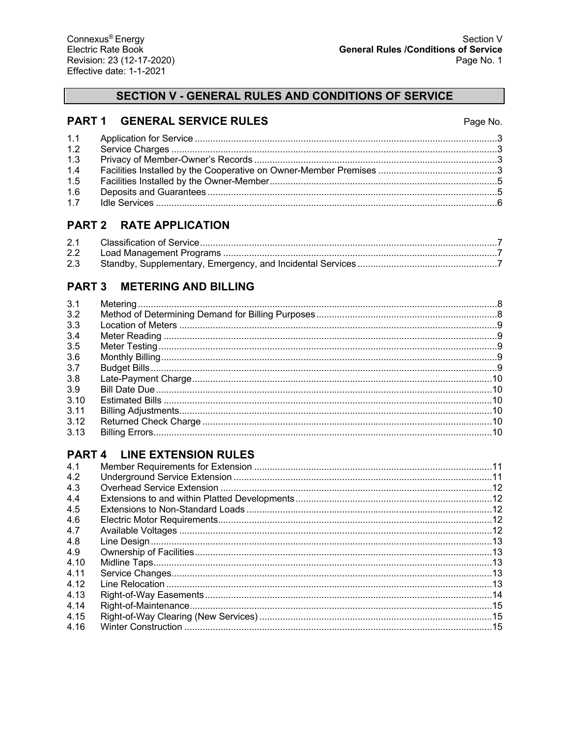# SECTION V - GENERAL RULES AND CONDITIONS OF SERVICE

## PART 1 GENERAL SERVICE RULES

| | | Page No. |
|---|---|---|
| 1.1 | Application for Service | 3 |
| 1.2 | Service Charges | 3 |
| 1.3 | Privacy of Member-Owner's Records | 3 |
| 1.4 | Facilities Installed by the Cooperative on Owner-Member Premises | 3 |
| 1.5 | Facilities Installed by the Owner-Member | 5 |
| 1.6 | Deposits and Guarantees | 5 |
| 1.7 | Idle Services | 6 |

## PART 2 RATE APPLICATION

| | | |
|---|---|---|
| 2.1 | Classification of Service | 7 |
| 2.2 | Load Management Programs | 7 |
| 2.3 | Standby, Supplementary, Emergency, and Incidental Services | 7 |

## PART 3 METERING AND BILLING

| | | |
|---|---|---|
| 3.1 | Metering | 8 |
| 3.2 | Method of Determining Demand for Billing Purposes | 8 |
| 3.3 | Location of Meters | 9 |
| 3.4 | Meter Reading | 9 |
| 3.5 | Meter Testing | 9 |
| 3.6 | Monthly Billing | 9 |
| 3.7 | Budget Bills | 9 |
| 3.8 | Late-Payment Charge | 10 |
| 3.9 | Bill Date Due | 10 |
| 3.10 | Estimated Bills | 10 |
| 3.11 | Billing Adjustments | 10 |
| 3.12 | Returned Check Charge | 10 |
| 3.13 | Billing Errors | 10 |

## PART 4 LINE EXTENSION RULES

| | | |
|---|---|---|
| 4.1 | Member Requirements for Extension | 11 |
| 4.2 | Underground Service Extension | 11 |
| 4.3 | Overhead Service Extension | 12 |
| 4.4 | Extensions to and within Platted Developments | 12 |
| 4.5 | Extensions to Non-Standard Loads | 12 |
| 4.6 | Electric Motor Requirements | 12 |
| 4.7 | Available Voltages | 12 |
| 4.8 | Line Design | 13 |
| 4.9 | Ownership of Facilities | 13 |
| 4.10 | Midline Taps | 13 |
| 4.11 | Service Changes | 13 |
| 4.12 | Line Relocation | 13 |
| 4.13 | Right-of-Way Easements | 14 |
| 4.14 | Right-of-Maintenance | 15 |
| 4.15 | Right-of-Way Clearing (New Services) | 15 |
| 4.16 | Winter Construction | 15 |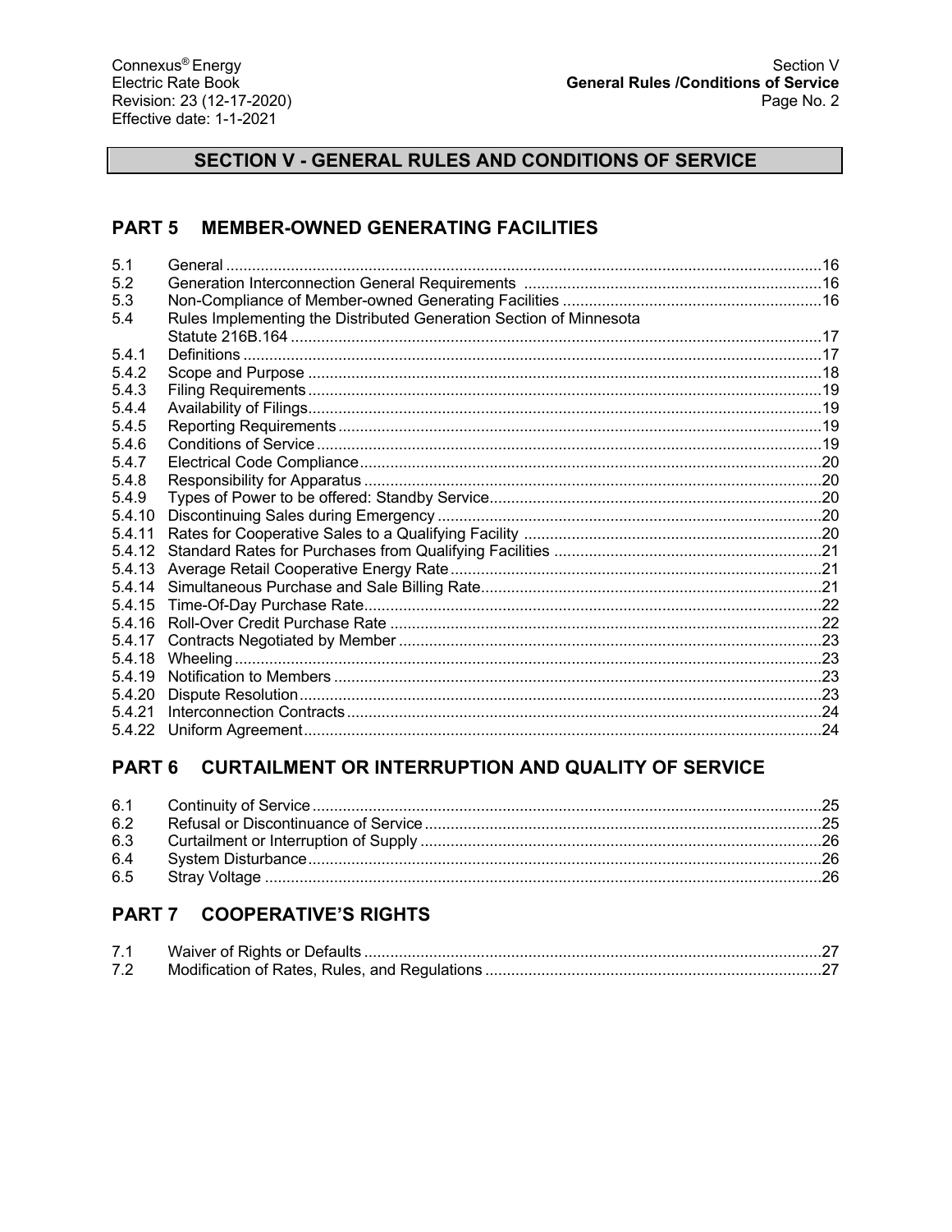# SECTION V - GENERAL RULES AND CONDITIONS OF SERVICE

## PART 5 MEMBER-OWNED GENERATING FACILITIES

| | | |
|---|---|---|
| 5.1 | General | 16 |
| 5.2 | Generation Interconnection General Requirements | 16 |
| 5.3 | Non-Compliance of Member-owned Generating Facilities | 16 |
| 5.4 | Rules Implementing the Distributed Generation Section of Minnesota Statute 216B.164 | 17 |
| 5.4.1 | Definitions | 17 |
| 5.4.2 | Scope and Purpose | 18 |
| 5.4.3 | Filing Requirements | 19 |
| 5.4.4 | Availability of Filings | 19 |
| 5.4.5 | Reporting Requirements | 19 |
| 5.4.6 | Conditions of Service | 19 |
| 5.4.7 | Electrical Code Compliance | 20 |
| 5.4.8 | Responsibility for Apparatus | 20 |
| 5.4.9 | Types of Power to be offered: Standby Service | 20 |
| 5.4.10 | Discontinuing Sales during Emergency | 20 |
| 5.4.11 | Rates for Cooperative Sales to a Qualifying Facility | 20 |
| 5.4.12 | Standard Rates for Purchases from Qualifying Facilities | 21 |
| 5.4.13 | Average Retail Cooperative Energy Rate | 21 |
| 5.4.14 | Simultaneous Purchase and Sale Billing Rate | 21 |
| 5.4.15 | Time-Of-Day Purchase Rate | 22 |
| 5.4.16 | Roll-Over Credit Purchase Rate | 22 |
| 5.4.17 | Contracts Negotiated by Member | 23 |
| 5.4.18 | Wheeling | 23 |
| 5.4.19 | Notification to Members | 23 |
| 5.4.20 | Dispute Resolution | 23 |
| 5.4.21 | Interconnection Contracts | 24 |
| 5.4.22 | Uniform Agreement | 24 |

## PART 6 CURTAILMENT OR INTERRUPTION AND QUALITY OF SERVICE

| | | |
|---|---|---|
| 6.1 | Continuity of Service | 25 |
| 6.2 | Refusal or Discontinuance of Service | 25 |
| 6.3 | Curtailment or Interruption of Supply | 26 |
| 6.4 | System Disturbance | 26 |
| 6.5 | Stray Voltage | 26 |

## PART 7 COOPERATIVE'S RIGHTS

| | | |
|---|---|---|
| 7.1 | Waiver of Rights or Defaults | 27 |
| 7.2 | Modification of Rates, Rules, and Regulations | 27 |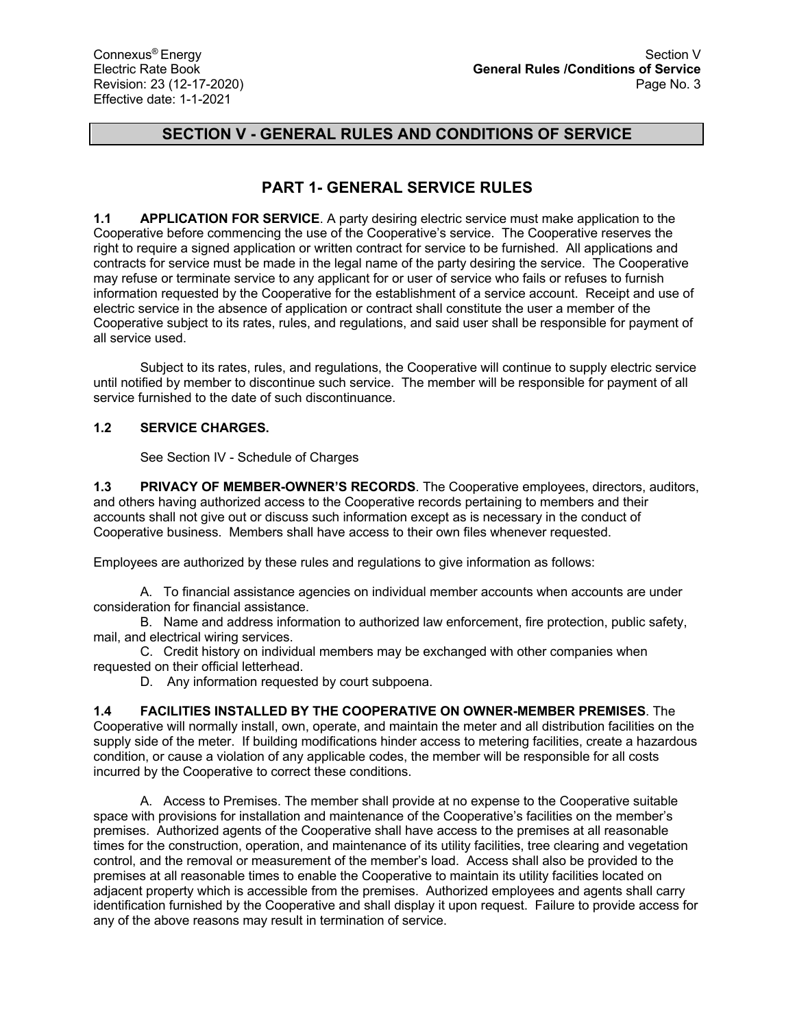## SECTION V - GENERAL RULES AND CONDITIONS OF SERVICE

### PART 1- GENERAL SERVICE RULES

**1.1 APPLICATION FOR SERVICE**. A party desiring electric service must make application to the Cooperative before commencing the use of the Cooperative's service. The Cooperative reserves the right to require a signed application or written contract for service to be furnished. All applications and contracts for service must be made in the legal name of the party desiring the service. The Cooperative may refuse or terminate service to any applicant for or user of service who fails or refuses to furnish information requested by the Cooperative for the establishment of a service account. Receipt and use of electric service in the absence of application or contract shall constitute the user a member of the Cooperative subject to its rates, rules, and regulations, and said user shall be responsible for payment of all service used.

Subject to its rates, rules, and regulations, the Cooperative will continue to supply electric service until notified by member to discontinue such service. The member will be responsible for payment of all service furnished to the date of such discontinuance.

**1.2 SERVICE CHARGES.**

See Section IV - Schedule of Charges

**1.3 PRIVACY OF MEMBER-OWNER'S RECORDS**. The Cooperative employees, directors, auditors, and others having authorized access to the Cooperative records pertaining to members and their accounts shall not give out or discuss such information except as is necessary in the conduct of Cooperative business. Members shall have access to their own files whenever requested.

Employees are authorized by these rules and regulations to give information as follows:

A. To financial assistance agencies on individual member accounts when accounts are under consideration for financial assistance.

B. Name and address information to authorized law enforcement, fire protection, public safety, mail, and electrical wiring services.

C. Credit history on individual members may be exchanged with other companies when requested on their official letterhead.

D. Any information requested by court subpoena.

**1.4 FACILITIES INSTALLED BY THE COOPERATIVE ON OWNER-MEMBER PREMISES**. The Cooperative will normally install, own, operate, and maintain the meter and all distribution facilities on the supply side of the meter. If building modifications hinder access to metering facilities, create a hazardous condition, or cause a violation of any applicable codes, the member will be responsible for all costs incurred by the Cooperative to correct these conditions.

A. Access to Premises. The member shall provide at no expense to the Cooperative suitable space with provisions for installation and maintenance of the Cooperative's facilities on the member's premises. Authorized agents of the Cooperative shall have access to the premises at all reasonable times for the construction, operation, and maintenance of its utility facilities, tree clearing and vegetation control, and the removal or measurement of the member's load. Access shall also be provided to the premises at all reasonable times to enable the Cooperative to maintain its utility facilities located on adjacent property which is accessible from the premises. Authorized employees and agents shall carry identification furnished by the Cooperative and shall display it upon request. Failure to provide access for any of the above reasons may result in termination of service.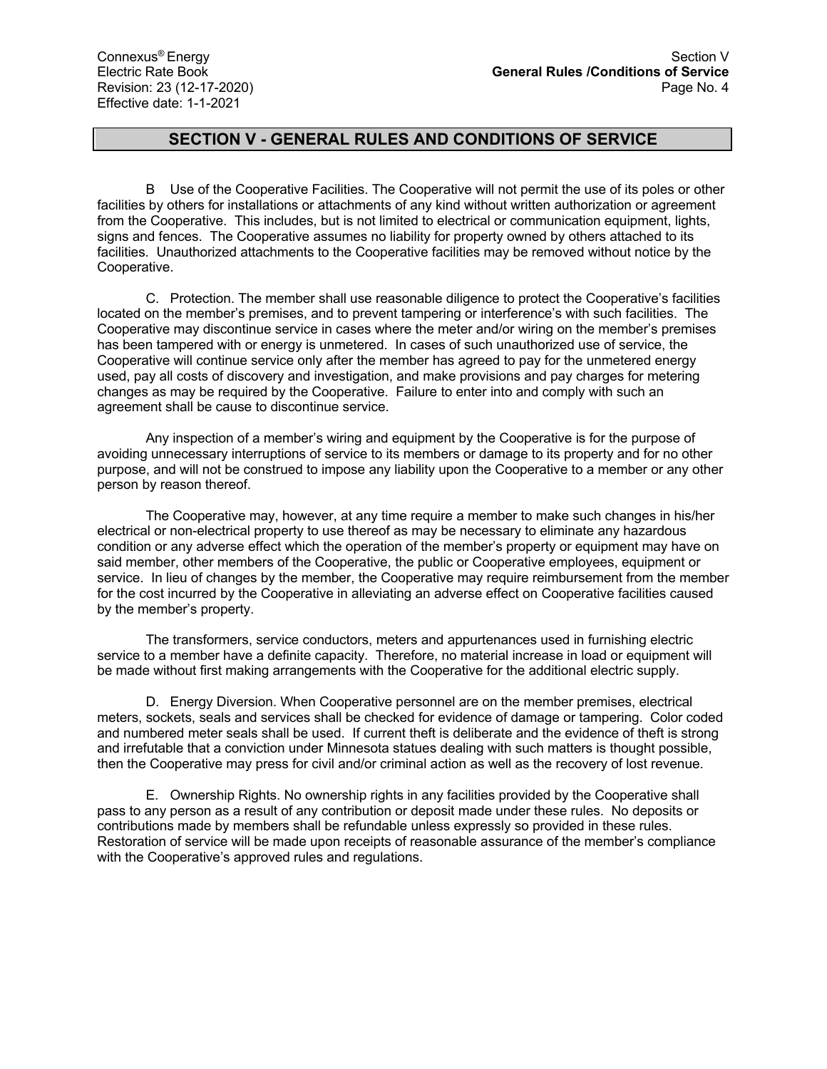## SECTION V - GENERAL RULES AND CONDITIONS OF SERVICE

B Use of the Cooperative Facilities. The Cooperative will not permit the use of its poles or other facilities by others for installations or attachments of any kind without written authorization or agreement from the Cooperative. This includes, but is not limited to electrical or communication equipment, lights, signs and fences. The Cooperative assumes no liability for property owned by others attached to its facilities. Unauthorized attachments to the Cooperative facilities may be removed without notice by the Cooperative.

C. Protection. The member shall use reasonable diligence to protect the Cooperative's facilities located on the member's premises, and to prevent tampering or interference's with such facilities. The Cooperative may discontinue service in cases where the meter and/or wiring on the member's premises has been tampered with or energy is unmetered. In cases of such unauthorized use of service, the Cooperative will continue service only after the member has agreed to pay for the unmetered energy used, pay all costs of discovery and investigation, and make provisions and pay charges for metering changes as may be required by the Cooperative. Failure to enter into and comply with such an agreement shall be cause to discontinue service.

Any inspection of a member's wiring and equipment by the Cooperative is for the purpose of avoiding unnecessary interruptions of service to its members or damage to its property and for no other purpose, and will not be construed to impose any liability upon the Cooperative to a member or any other person by reason thereof.

The Cooperative may, however, at any time require a member to make such changes in his/her electrical or non-electrical property to use thereof as may be necessary to eliminate any hazardous condition or any adverse effect which the operation of the member's property or equipment may have on said member, other members of the Cooperative, the public or Cooperative employees, equipment or service. In lieu of changes by the member, the Cooperative may require reimbursement from the member for the cost incurred by the Cooperative in alleviating an adverse effect on Cooperative facilities caused by the member's property.

The transformers, service conductors, meters and appurtenances used in furnishing electric service to a member have a definite capacity. Therefore, no material increase in load or equipment will be made without first making arrangements with the Cooperative for the additional electric supply.

D. Energy Diversion. When Cooperative personnel are on the member premises, electrical meters, sockets, seals and services shall be checked for evidence of damage or tampering. Color coded and numbered meter seals shall be used. If current theft is deliberate and the evidence of theft is strong and irrefutable that a conviction under Minnesota statues dealing with such matters is thought possible, then the Cooperative may press for civil and/or criminal action as well as the recovery of lost revenue.

E. Ownership Rights. No ownership rights in any facilities provided by the Cooperative shall pass to any person as a result of any contribution or deposit made under these rules. No deposits or contributions made by members shall be refundable unless expressly so provided in these rules. Restoration of service will be made upon receipts of reasonable assurance of the member's compliance with the Cooperative's approved rules and regulations.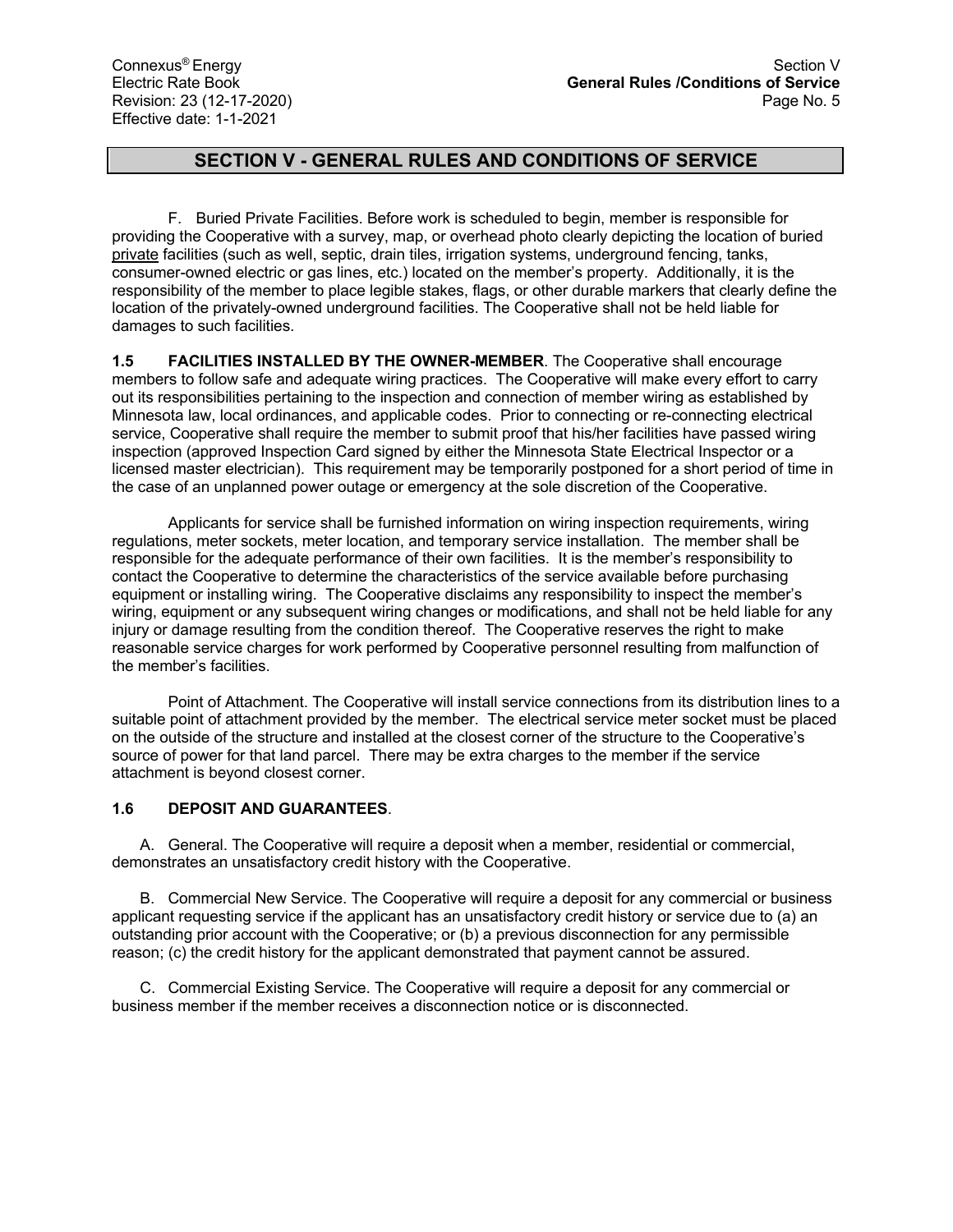## SECTION V - GENERAL RULES AND CONDITIONS OF SERVICE

F. Buried Private Facilities. Before work is scheduled to begin, member is responsible for providing the Cooperative with a survey, map, or overhead photo clearly depicting the location of buried private facilities (such as well, septic, drain tiles, irrigation systems, underground fencing, tanks, consumer-owned electric or gas lines, etc.) located on the member's property. Additionally, it is the responsibility of the member to place legible stakes, flags, or other durable markers that clearly define the location of the privately-owned underground facilities. The Cooperative shall not be held liable for damages to such facilities.

**1.5 FACILITIES INSTALLED BY THE OWNER-MEMBER**. The Cooperative shall encourage members to follow safe and adequate wiring practices. The Cooperative will make every effort to carry out its responsibilities pertaining to the inspection and connection of member wiring as established by Minnesota law, local ordinances, and applicable codes. Prior to connecting or re-connecting electrical service, Cooperative shall require the member to submit proof that his/her facilities have passed wiring inspection (approved Inspection Card signed by either the Minnesota State Electrical Inspector or a licensed master electrician). This requirement may be temporarily postponed for a short period of time in the case of an unplanned power outage or emergency at the sole discretion of the Cooperative.

Applicants for service shall be furnished information on wiring inspection requirements, wiring regulations, meter sockets, meter location, and temporary service installation. The member shall be responsible for the adequate performance of their own facilities. It is the member's responsibility to contact the Cooperative to determine the characteristics of the service available before purchasing equipment or installing wiring. The Cooperative disclaims any responsibility to inspect the member's wiring, equipment or any subsequent wiring changes or modifications, and shall not be held liable for any injury or damage resulting from the condition thereof. The Cooperative reserves the right to make reasonable service charges for work performed by Cooperative personnel resulting from malfunction of the member's facilities.

Point of Attachment. The Cooperative will install service connections from its distribution lines to a suitable point of attachment provided by the member. The electrical service meter socket must be placed on the outside of the structure and installed at the closest corner of the structure to the Cooperative's source of power for that land parcel. There may be extra charges to the member if the service attachment is beyond closest corner.

**1.6 DEPOSIT AND GUARANTEES**.

A. General. The Cooperative will require a deposit when a member, residential or commercial, demonstrates an unsatisfactory credit history with the Cooperative.

B. Commercial New Service. The Cooperative will require a deposit for any commercial or business applicant requesting service if the applicant has an unsatisfactory credit history or service due to (a) an outstanding prior account with the Cooperative; or (b) a previous disconnection for any permissible reason; (c) the credit history for the applicant demonstrated that payment cannot be assured.

C. Commercial Existing Service. The Cooperative will require a deposit for any commercial or business member if the member receives a disconnection notice or is disconnected.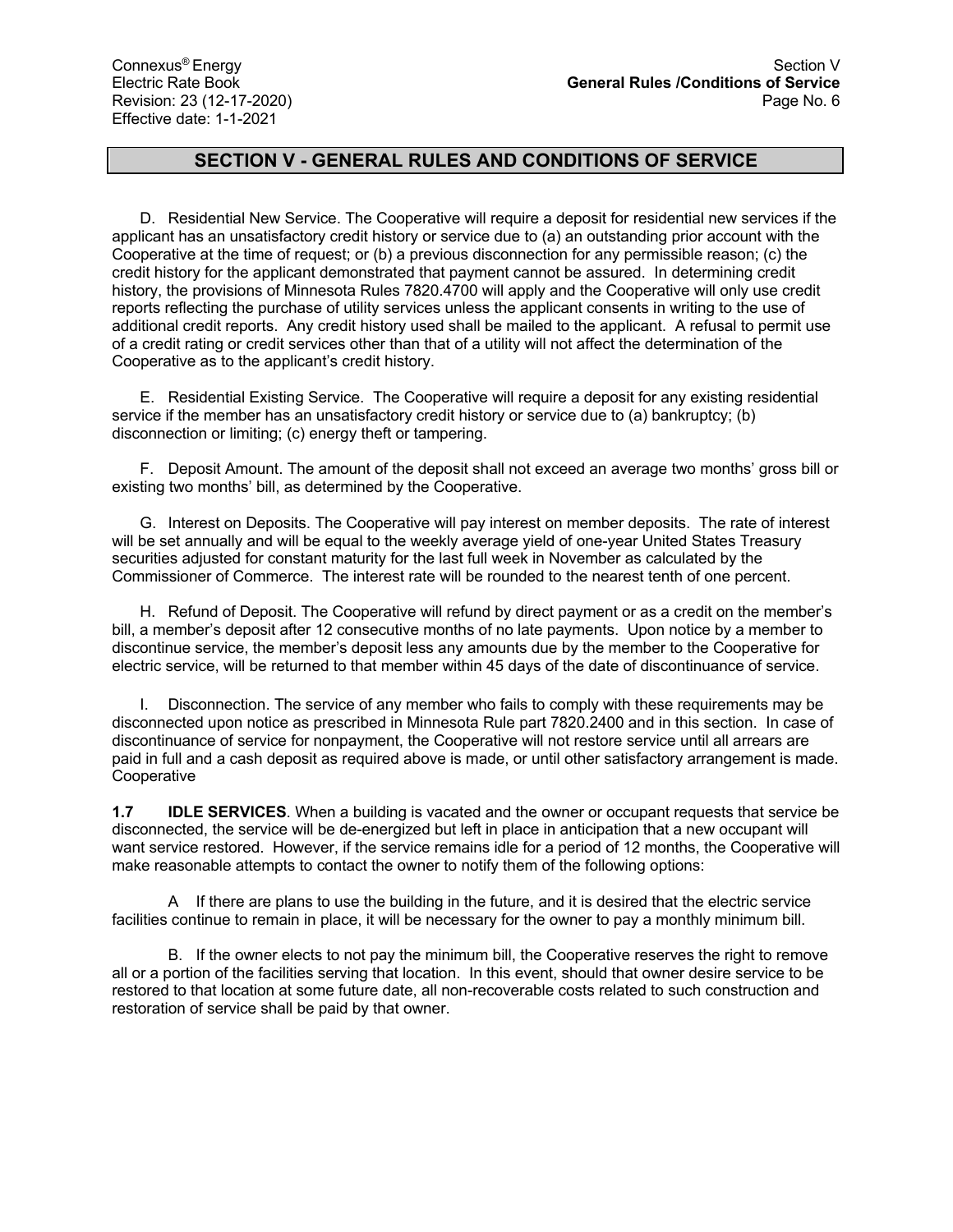## SECTION V - GENERAL RULES AND CONDITIONS OF SERVICE

D. Residential New Service. The Cooperative will require a deposit for residential new services if the applicant has an unsatisfactory credit history or service due to (a) an outstanding prior account with the Cooperative at the time of request; or (b) a previous disconnection for any permissible reason; (c) the credit history for the applicant demonstrated that payment cannot be assured. In determining credit history, the provisions of Minnesota Rules 7820.4700 will apply and the Cooperative will only use credit reports reflecting the purchase of utility services unless the applicant consents in writing to the use of additional credit reports. Any credit history used shall be mailed to the applicant. A refusal to permit use of a credit rating or credit services other than that of a utility will not affect the determination of the Cooperative as to the applicant's credit history.

E. Residential Existing Service. The Cooperative will require a deposit for any existing residential service if the member has an unsatisfactory credit history or service due to (a) bankruptcy; (b) disconnection or limiting; (c) energy theft or tampering.

F. Deposit Amount. The amount of the deposit shall not exceed an average two months' gross bill or existing two months' bill, as determined by the Cooperative.

G. Interest on Deposits. The Cooperative will pay interest on member deposits. The rate of interest will be set annually and will be equal to the weekly average yield of one-year United States Treasury securities adjusted for constant maturity for the last full week in November as calculated by the Commissioner of Commerce. The interest rate will be rounded to the nearest tenth of one percent.

H. Refund of Deposit. The Cooperative will refund by direct payment or as a credit on the member's bill, a member's deposit after 12 consecutive months of no late payments. Upon notice by a member to discontinue service, the member's deposit less any amounts due by the member to the Cooperative for electric service, will be returned to that member within 45 days of the date of discontinuance of service.

I. Disconnection. The service of any member who fails to comply with these requirements may be disconnected upon notice as prescribed in Minnesota Rule part 7820.2400 and in this section. In case of discontinuance of service for nonpayment, the Cooperative will not restore service until all arrears are paid in full and a cash deposit as required above is made, or until other satisfactory arrangement is made. Cooperative

**1.7 IDLE SERVICES**. When a building is vacated and the owner or occupant requests that service be disconnected, the service will be de-energized but left in place in anticipation that a new occupant will want service restored. However, if the service remains idle for a period of 12 months, the Cooperative will make reasonable attempts to contact the owner to notify them of the following options:

A If there are plans to use the building in the future, and it is desired that the electric service facilities continue to remain in place, it will be necessary for the owner to pay a monthly minimum bill.

B. If the owner elects to not pay the minimum bill, the Cooperative reserves the right to remove all or a portion of the facilities serving that location. In this event, should that owner desire service to be restored to that location at some future date, all non-recoverable costs related to such construction and restoration of service shall be paid by that owner.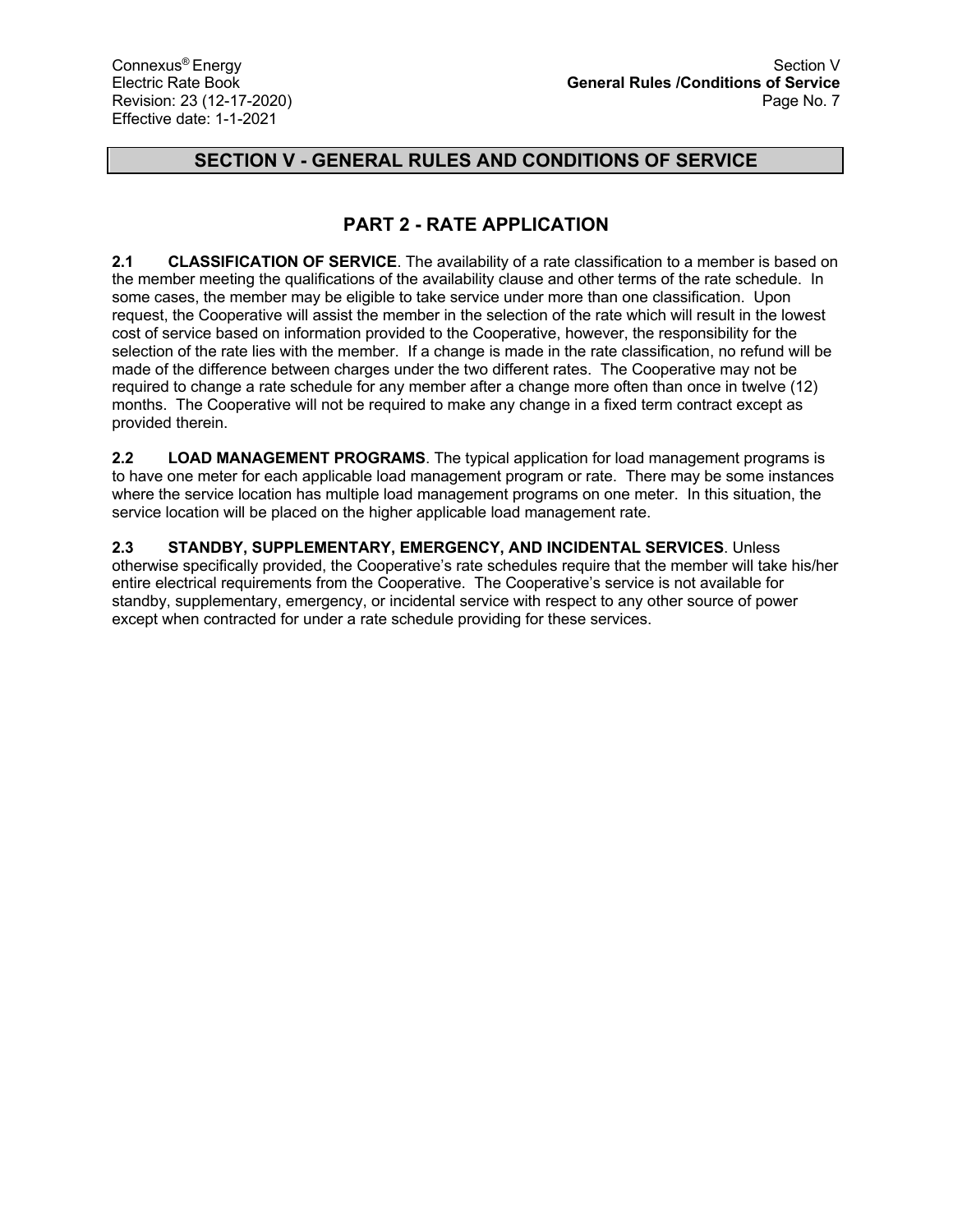# SECTION V - GENERAL RULES AND CONDITIONS OF SERVICE

## PART 2 - RATE APPLICATION

**2.1 CLASSIFICATION OF SERVICE**. The availability of a rate classification to a member is based on the member meeting the qualifications of the availability clause and other terms of the rate schedule. In some cases, the member may be eligible to take service under more than one classification. Upon request, the Cooperative will assist the member in the selection of the rate which will result in the lowest cost of service based on information provided to the Cooperative, however, the responsibility for the selection of the rate lies with the member. If a change is made in the rate classification, no refund will be made of the difference between charges under the two different rates. The Cooperative may not be required to change a rate schedule for any member after a change more often than once in twelve (12) months. The Cooperative will not be required to make any change in a fixed term contract except as provided therein.

**2.2 LOAD MANAGEMENT PROGRAMS**. The typical application for load management programs is to have one meter for each applicable load management program or rate. There may be some instances where the service location has multiple load management programs on one meter. In this situation, the service location will be placed on the higher applicable load management rate.

**2.3 STANDBY, SUPPLEMENTARY, EMERGENCY, AND INCIDENTAL SERVICES**. Unless otherwise specifically provided, the Cooperative's rate schedules require that the member will take his/her entire electrical requirements from the Cooperative. The Cooperative's service is not available for standby, supplementary, emergency, or incidental service with respect to any other source of power except when contracted for under a rate schedule providing for these services.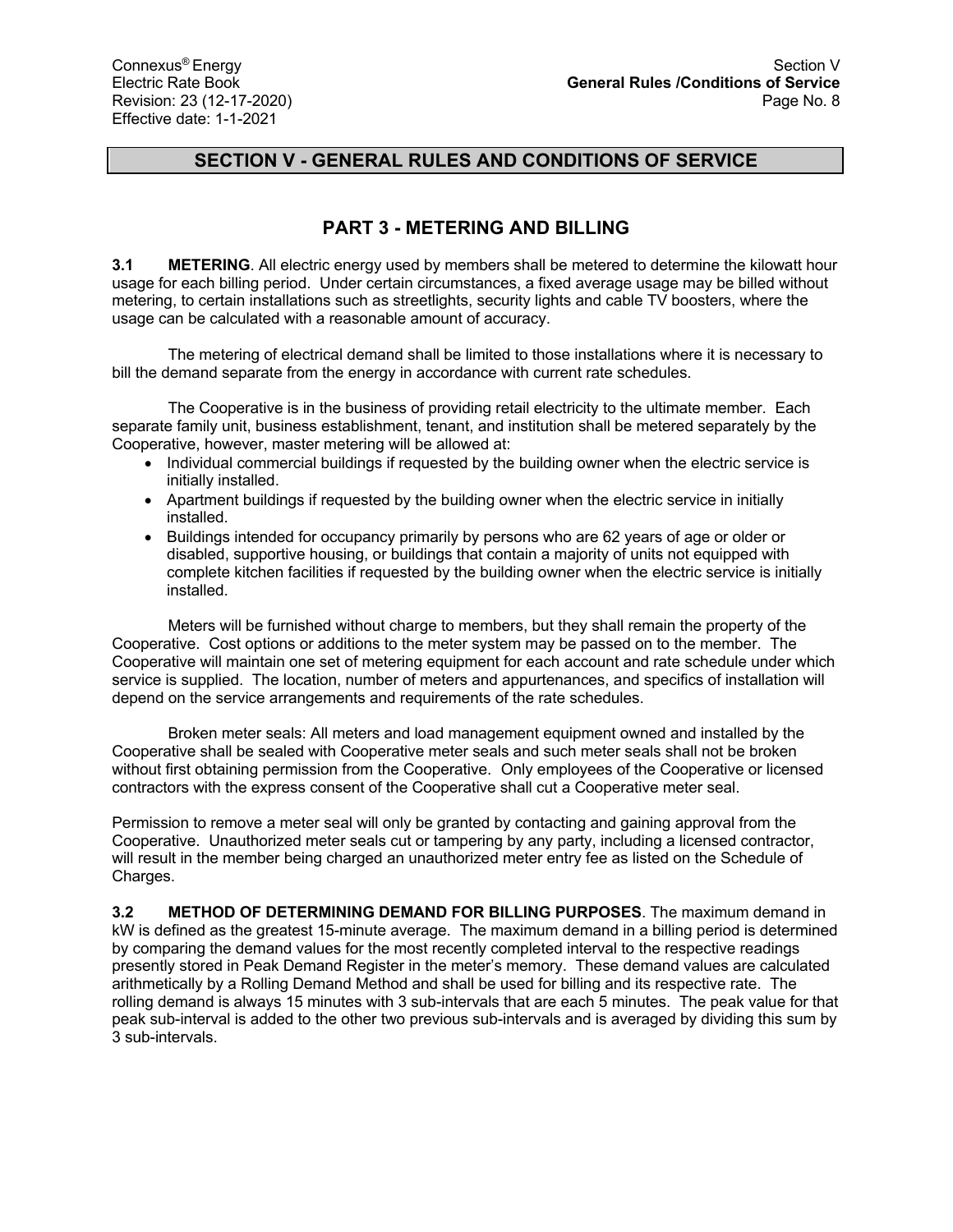# SECTION V - GENERAL RULES AND CONDITIONS OF SERVICE

## PART 3 - METERING AND BILLING

**3.1 METERING**. All electric energy used by members shall be metered to determine the kilowatt hour usage for each billing period. Under certain circumstances, a fixed average usage may be billed without metering, to certain installations such as streetlights, security lights and cable TV boosters, where the usage can be calculated with a reasonable amount of accuracy.

The metering of electrical demand shall be limited to those installations where it is necessary to bill the demand separate from the energy in accordance with current rate schedules.

The Cooperative is in the business of providing retail electricity to the ultimate member. Each separate family unit, business establishment, tenant, and institution shall be metered separately by the Cooperative, however, master metering will be allowed at:

- Individual commercial buildings if requested by the building owner when the electric service is initially installed.
- Apartment buildings if requested by the building owner when the electric service in initially installed.
- Buildings intended for occupancy primarily by persons who are 62 years of age or older or disabled, supportive housing, or buildings that contain a majority of units not equipped with complete kitchen facilities if requested by the building owner when the electric service is initially installed.

Meters will be furnished without charge to members, but they shall remain the property of the Cooperative. Cost options or additions to the meter system may be passed on to the member. The Cooperative will maintain one set of metering equipment for each account and rate schedule under which service is supplied. The location, number of meters and appurtenances, and specifics of installation will depend on the service arrangements and requirements of the rate schedules.

Broken meter seals: All meters and load management equipment owned and installed by the Cooperative shall be sealed with Cooperative meter seals and such meter seals shall not be broken without first obtaining permission from the Cooperative. Only employees of the Cooperative or licensed contractors with the express consent of the Cooperative shall cut a Cooperative meter seal.

Permission to remove a meter seal will only be granted by contacting and gaining approval from the Cooperative. Unauthorized meter seals cut or tampering by any party, including a licensed contractor, will result in the member being charged an unauthorized meter entry fee as listed on the Schedule of Charges.

**3.2 METHOD OF DETERMINING DEMAND FOR BILLING PURPOSES**. The maximum demand in kW is defined as the greatest 15-minute average. The maximum demand in a billing period is determined by comparing the demand values for the most recently completed interval to the respective readings presently stored in Peak Demand Register in the meter's memory. These demand values are calculated arithmetically by a Rolling Demand Method and shall be used for billing and its respective rate. The rolling demand is always 15 minutes with 3 sub-intervals that are each 5 minutes. The peak value for that peak sub-interval is added to the other two previous sub-intervals and is averaged by dividing this sum by 3 sub-intervals.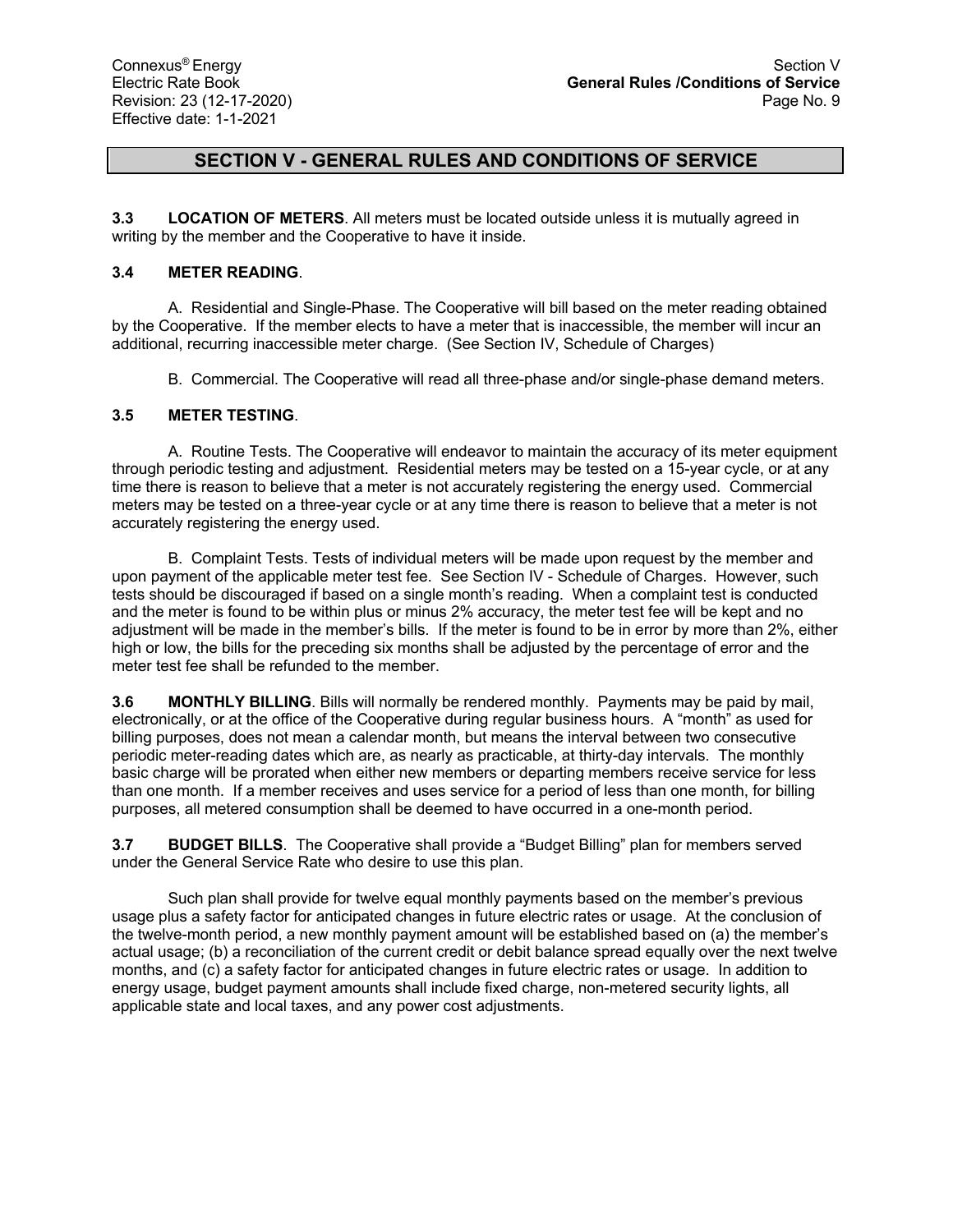# SECTION V - GENERAL RULES AND CONDITIONS OF SERVICE

**3.3 LOCATION OF METERS**. All meters must be located outside unless it is mutually agreed in writing by the member and the Cooperative to have it inside.

**3.4 METER READING**.

A. Residential and Single-Phase. The Cooperative will bill based on the meter reading obtained by the Cooperative. If the member elects to have a meter that is inaccessible, the member will incur an additional, recurring inaccessible meter charge. (See Section IV, Schedule of Charges)

B. Commercial. The Cooperative will read all three-phase and/or single-phase demand meters.

**3.5 METER TESTING**.

A. Routine Tests. The Cooperative will endeavor to maintain the accuracy of its meter equipment through periodic testing and adjustment. Residential meters may be tested on a 15-year cycle, or at any time there is reason to believe that a meter is not accurately registering the energy used. Commercial meters may be tested on a three-year cycle or at any time there is reason to believe that a meter is not accurately registering the energy used.

B. Complaint Tests. Tests of individual meters will be made upon request by the member and upon payment of the applicable meter test fee. See Section IV - Schedule of Charges. However, such tests should be discouraged if based on a single month's reading. When a complaint test is conducted and the meter is found to be within plus or minus 2% accuracy, the meter test fee will be kept and no adjustment will be made in the member's bills. If the meter is found to be in error by more than 2%, either high or low, the bills for the preceding six months shall be adjusted by the percentage of error and the meter test fee shall be refunded to the member.

**3.6 MONTHLY BILLING**. Bills will normally be rendered monthly. Payments may be paid by mail, electronically, or at the office of the Cooperative during regular business hours. A "month" as used for billing purposes, does not mean a calendar month, but means the interval between two consecutive periodic meter-reading dates which are, as nearly as practicable, at thirty-day intervals. The monthly basic charge will be prorated when either new members or departing members receive service for less than one month. If a member receives and uses service for a period of less than one month, for billing purposes, all metered consumption shall be deemed to have occurred in a one-month period.

**3.7 BUDGET BILLS**. The Cooperative shall provide a "Budget Billing" plan for members served under the General Service Rate who desire to use this plan.

Such plan shall provide for twelve equal monthly payments based on the member's previous usage plus a safety factor for anticipated changes in future electric rates or usage. At the conclusion of the twelve-month period, a new monthly payment amount will be established based on (a) the member's actual usage; (b) a reconciliation of the current credit or debit balance spread equally over the next twelve months, and (c) a safety factor for anticipated changes in future electric rates or usage. In addition to energy usage, budget payment amounts shall include fixed charge, non-metered security lights, all applicable state and local taxes, and any power cost adjustments.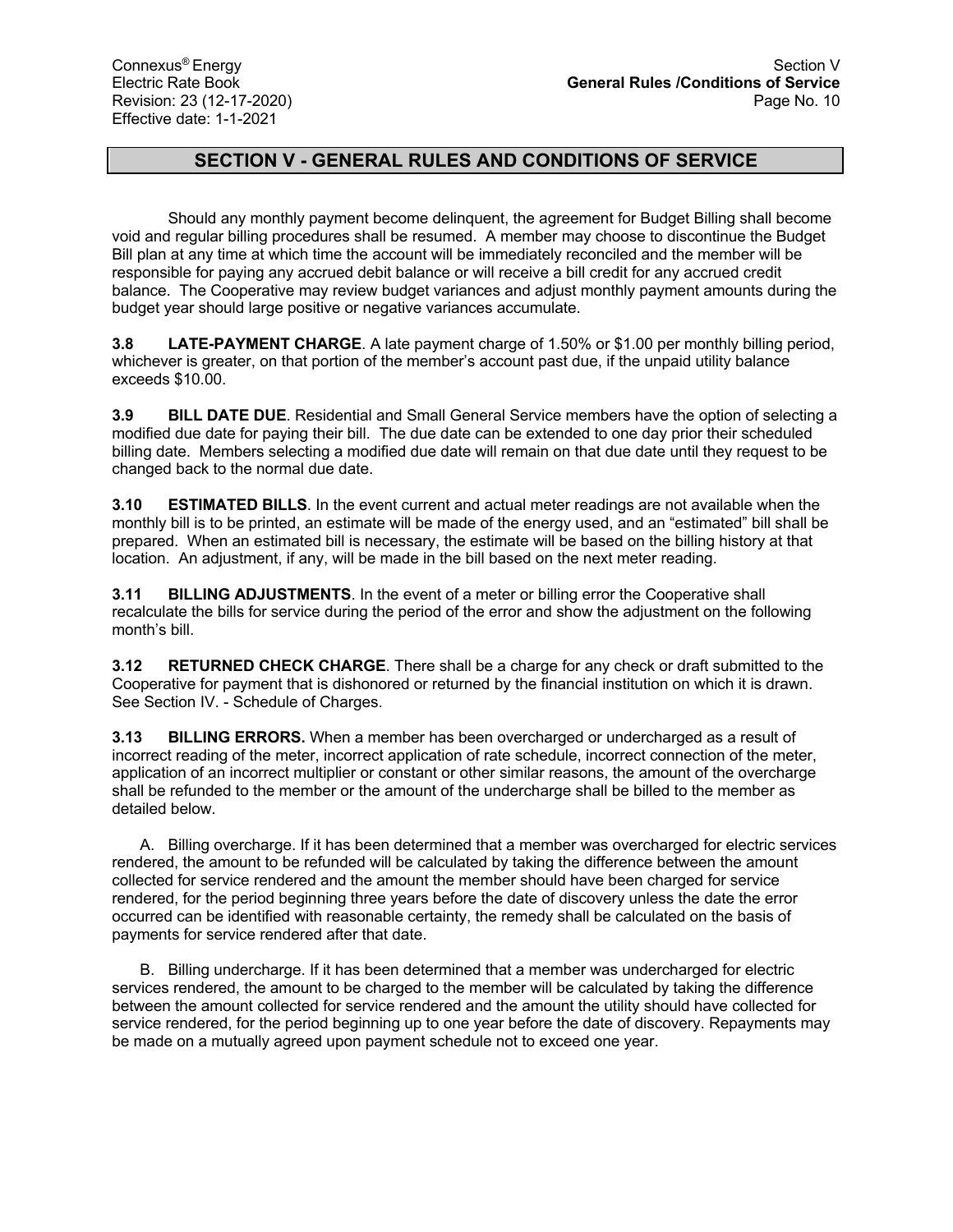# SECTION V - GENERAL RULES AND CONDITIONS OF SERVICE

Should any monthly payment become delinquent, the agreement for Budget Billing shall become void and regular billing procedures shall be resumed. A member may choose to discontinue the Budget Bill plan at any time at which time the account will be immediately reconciled and the member will be responsible for paying any accrued debit balance or will receive a bill credit for any accrued credit balance. The Cooperative may review budget variances and adjust monthly payment amounts during the budget year should large positive or negative variances accumulate.

**3.8 LATE-PAYMENT CHARGE**. A late payment charge of 1.50% or $1.00 per monthly billing period, whichever is greater, on that portion of the member's account past due, if the unpaid utility balance exceeds $10.00.

**3.9 BILL DATE DUE**. Residential and Small General Service members have the option of selecting a modified due date for paying their bill. The due date can be extended to one day prior their scheduled billing date. Members selecting a modified due date will remain on that due date until they request to be changed back to the normal due date.

**3.10 ESTIMATED BILLS**. In the event current and actual meter readings are not available when the monthly bill is to be printed, an estimate will be made of the energy used, and an "estimated" bill shall be prepared. When an estimated bill is necessary, the estimate will be based on the billing history at that location. An adjustment, if any, will be made in the bill based on the next meter reading.

**3.11 BILLING ADJUSTMENTS**. In the event of a meter or billing error the Cooperative shall recalculate the bills for service during the period of the error and show the adjustment on the following month's bill.

**3.12 RETURNED CHECK CHARGE**. There shall be a charge for any check or draft submitted to the Cooperative for payment that is dishonored or returned by the financial institution on which it is drawn. See Section IV. - Schedule of Charges.

**3.13 BILLING ERRORS.** When a member has been overcharged or undercharged as a result of incorrect reading of the meter, incorrect application of rate schedule, incorrect connection of the meter, application of an incorrect multiplier or constant or other similar reasons, the amount of the overcharge shall be refunded to the member or the amount of the undercharge shall be billed to the member as detailed below.

A. Billing overcharge. If it has been determined that a member was overcharged for electric services rendered, the amount to be refunded will be calculated by taking the difference between the amount collected for service rendered and the amount the member should have been charged for service rendered, for the period beginning three years before the date of discovery unless the date the error occurred can be identified with reasonable certainty, the remedy shall be calculated on the basis of payments for service rendered after that date.

B. Billing undercharge. If it has been determined that a member was undercharged for electric services rendered, the amount to be charged to the member will be calculated by taking the difference between the amount collected for service rendered and the amount the utility should have collected for service rendered, for the period beginning up to one year before the date of discovery. Repayments may be made on a mutually agreed upon payment schedule not to exceed one year.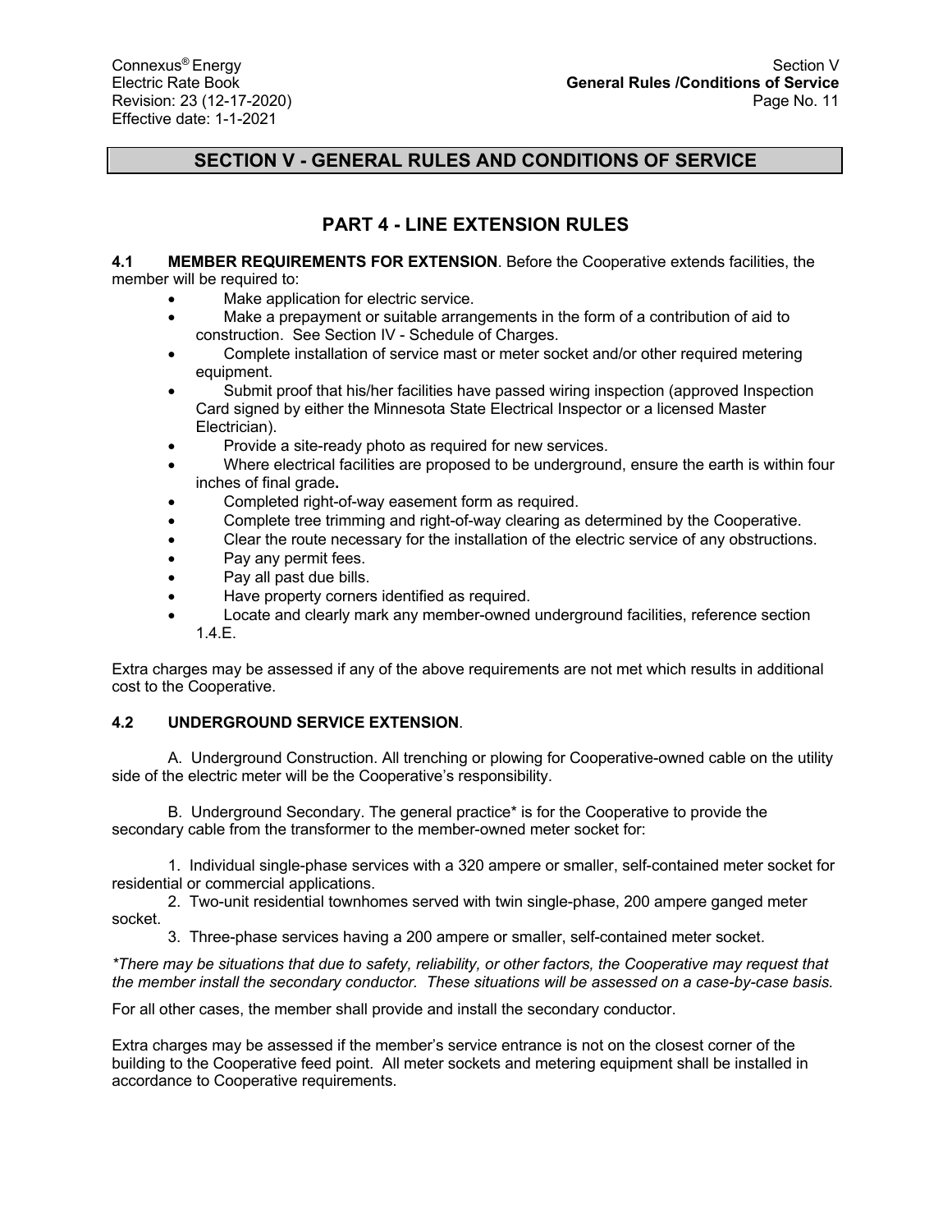## SECTION V - GENERAL RULES AND CONDITIONS OF SERVICE

### PART 4 - LINE EXTENSION RULES

**4.1 MEMBER REQUIREMENTS FOR EXTENSION**. Before the Cooperative extends facilities, the member will be required to:

- Make application for electric service.
- Make a prepayment or suitable arrangements in the form of a contribution of aid to construction. See Section IV - Schedule of Charges.
- Complete installation of service mast or meter socket and/or other required metering equipment.
- Submit proof that his/her facilities have passed wiring inspection (approved Inspection Card signed by either the Minnesota State Electrical Inspector or a licensed Master Electrician).
- Provide a site-ready photo as required for new services.
- Where electrical facilities are proposed to be underground, ensure the earth is within four inches of final grade**.**
- Completed right-of-way easement form as required.
- Complete tree trimming and right-of-way clearing as determined by the Cooperative.
- Clear the route necessary for the installation of the electric service of any obstructions.
- Pay any permit fees.
- Pay all past due bills.
- Have property corners identified as required.
- Locate and clearly mark any member-owned underground facilities, reference section 1.4.E.

Extra charges may be assessed if any of the above requirements are not met which results in additional cost to the Cooperative.

**4.2 UNDERGROUND SERVICE EXTENSION**.

A. Underground Construction. All trenching or plowing for Cooperative-owned cable on the utility side of the electric meter will be the Cooperative's responsibility.

B. Underground Secondary. The general practice* is for the Cooperative to provide the secondary cable from the transformer to the member-owned meter socket for:

1. Individual single-phase services with a 320 ampere or smaller, self-contained meter socket for residential or commercial applications.
2. Two-unit residential townhomes served with twin single-phase, 200 ampere ganged meter socket.
3. Three-phase services having a 200 ampere or smaller, self-contained meter socket.

*\*There may be situations that due to safety, reliability, or other factors, the Cooperative may request that the member install the secondary conductor. These situations will be assessed on a case-by-case basis.*

For all other cases, the member shall provide and install the secondary conductor.

Extra charges may be assessed if the member's service entrance is not on the closest corner of the building to the Cooperative feed point. All meter sockets and metering equipment shall be installed in accordance to Cooperative requirements.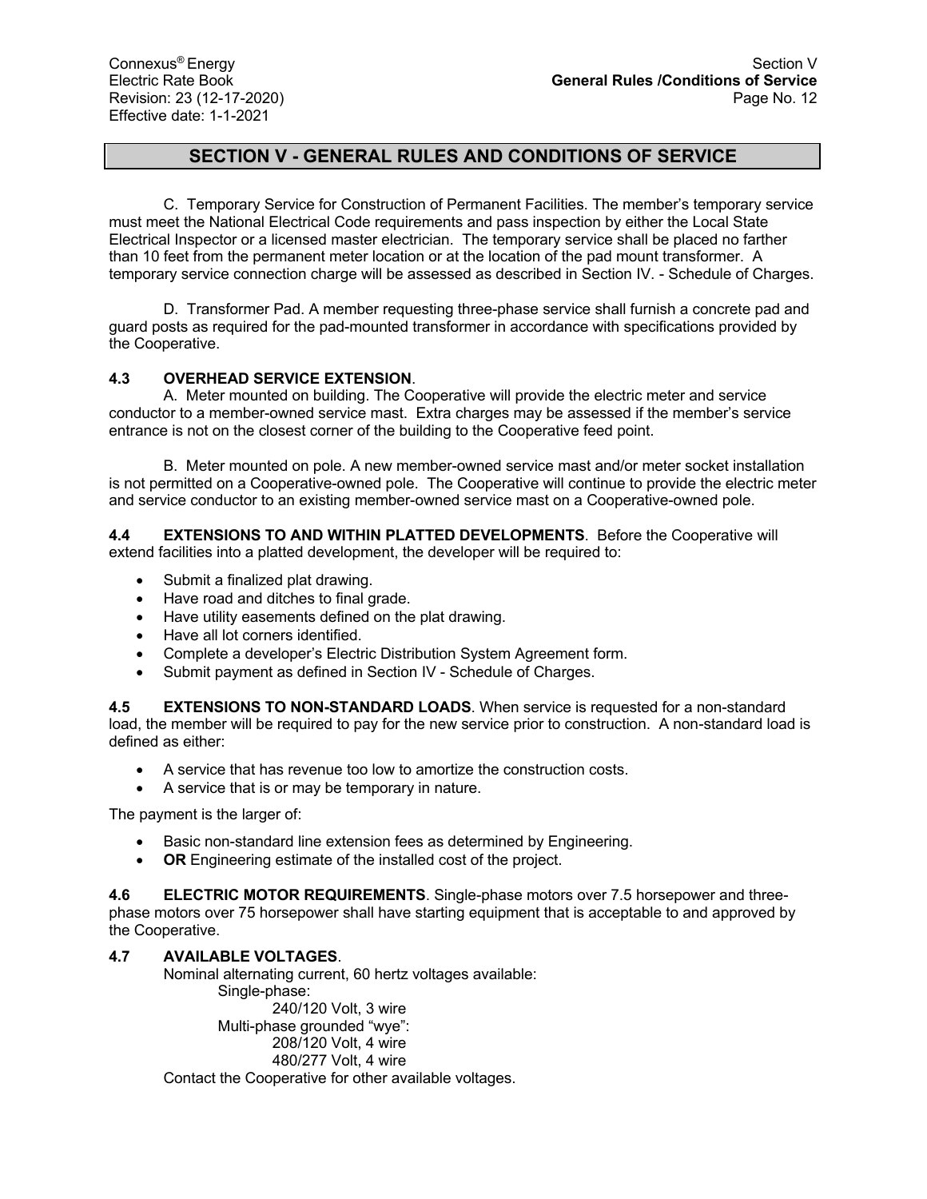## SECTION V - GENERAL RULES AND CONDITIONS OF SERVICE

C. Temporary Service for Construction of Permanent Facilities. The member's temporary service must meet the National Electrical Code requirements and pass inspection by either the Local State Electrical Inspector or a licensed master electrician. The temporary service shall be placed no farther than 10 feet from the permanent meter location or at the location of the pad mount transformer. A temporary service connection charge will be assessed as described in Section IV. - Schedule of Charges.

D. Transformer Pad. A member requesting three-phase service shall furnish a concrete pad and guard posts as required for the pad-mounted transformer in accordance with specifications provided by the Cooperative.

**4.3 OVERHEAD SERVICE EXTENSION**.

A. Meter mounted on building. The Cooperative will provide the electric meter and service conductor to a member-owned service mast. Extra charges may be assessed if the member's service entrance is not on the closest corner of the building to the Cooperative feed point.

B. Meter mounted on pole. A new member-owned service mast and/or meter socket installation is not permitted on a Cooperative-owned pole. The Cooperative will continue to provide the electric meter and service conductor to an existing member-owned service mast on a Cooperative-owned pole.

**4.4 EXTENSIONS TO AND WITHIN PLATTED DEVELOPMENTS**. Before the Cooperative will extend facilities into a platted development, the developer will be required to:

- Submit a finalized plat drawing.
- Have road and ditches to final grade.
- Have utility easements defined on the plat drawing.
- Have all lot corners identified.
- Complete a developer's Electric Distribution System Agreement form.
- Submit payment as defined in Section IV - Schedule of Charges.

**4.5 EXTENSIONS TO NON-STANDARD LOADS**. When service is requested for a non-standard load, the member will be required to pay for the new service prior to construction. A non-standard load is defined as either:

- A service that has revenue too low to amortize the construction costs.
- A service that is or may be temporary in nature.

The payment is the larger of:

- Basic non-standard line extension fees as determined by Engineering.
- **OR** Engineering estimate of the installed cost of the project.

**4.6 ELECTRIC MOTOR REQUIREMENTS**. Single-phase motors over 7.5 horsepower and three-phase motors over 75 horsepower shall have starting equipment that is acceptable to and approved by the Cooperative.

**4.7 AVAILABLE VOLTAGES**.

Nominal alternating current, 60 hertz voltages available:

Single-phase:
- 240/120 Volt, 3 wire

Multi-phase grounded "wye":
- 208/120 Volt, 4 wire
- 480/277 Volt, 4 wire

Contact the Cooperative for other available voltages.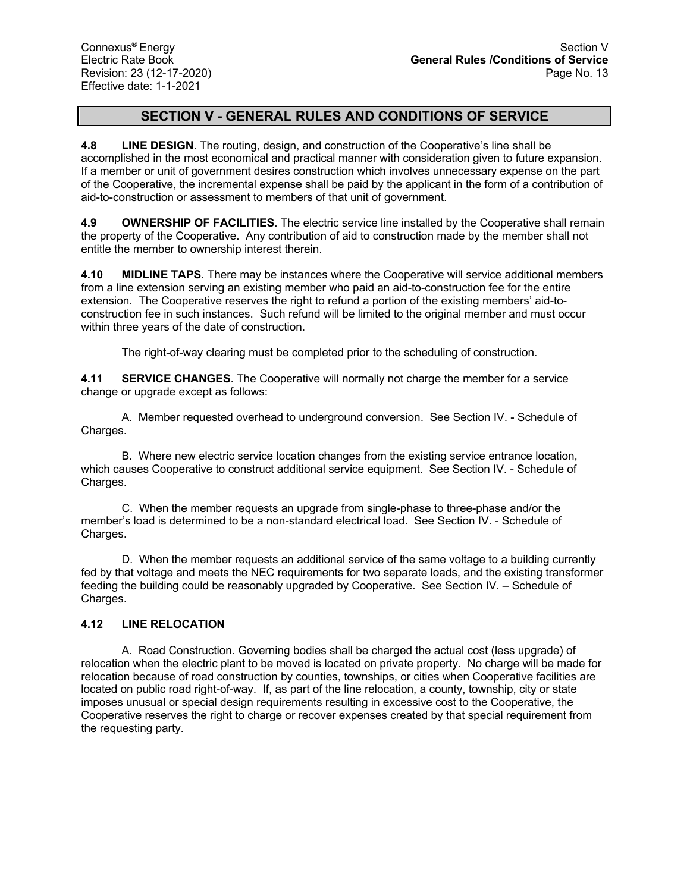# SECTION V - GENERAL RULES AND CONDITIONS OF SERVICE

**4.8 LINE DESIGN**. The routing, design, and construction of the Cooperative's line shall be accomplished in the most economical and practical manner with consideration given to future expansion. If a member or unit of government desires construction which involves unnecessary expense on the part of the Cooperative, the incremental expense shall be paid by the applicant in the form of a contribution of aid-to-construction or assessment to members of that unit of government.

**4.9 OWNERSHIP OF FACILITIES**. The electric service line installed by the Cooperative shall remain the property of the Cooperative. Any contribution of aid to construction made by the member shall not entitle the member to ownership interest therein.

**4.10 MIDLINE TAPS**. There may be instances where the Cooperative will service additional members from a line extension serving an existing member who paid an aid-to-construction fee for the entire extension. The Cooperative reserves the right to refund a portion of the existing members' aid-to-construction fee in such instances. Such refund will be limited to the original member and must occur within three years of the date of construction.

The right-of-way clearing must be completed prior to the scheduling of construction.

**4.11 SERVICE CHANGES**. The Cooperative will normally not charge the member for a service change or upgrade except as follows:

A. Member requested overhead to underground conversion. See Section IV. - Schedule of Charges.

B. Where new electric service location changes from the existing service entrance location, which causes Cooperative to construct additional service equipment. See Section IV. - Schedule of Charges.

C. When the member requests an upgrade from single-phase to three-phase and/or the member's load is determined to be a non-standard electrical load. See Section IV. - Schedule of Charges.

D. When the member requests an additional service of the same voltage to a building currently fed by that voltage and meets the NEC requirements for two separate loads, and the existing transformer feeding the building could be reasonably upgraded by Cooperative. See Section IV. – Schedule of Charges.

**4.12 LINE RELOCATION**

A. Road Construction. Governing bodies shall be charged the actual cost (less upgrade) of relocation when the electric plant to be moved is located on private property. No charge will be made for relocation because of road construction by counties, townships, or cities when Cooperative facilities are located on public road right-of-way. If, as part of the line relocation, a county, township, city or state imposes unusual or special design requirements resulting in excessive cost to the Cooperative, the Cooperative reserves the right to charge or recover expenses created by that special requirement from the requesting party.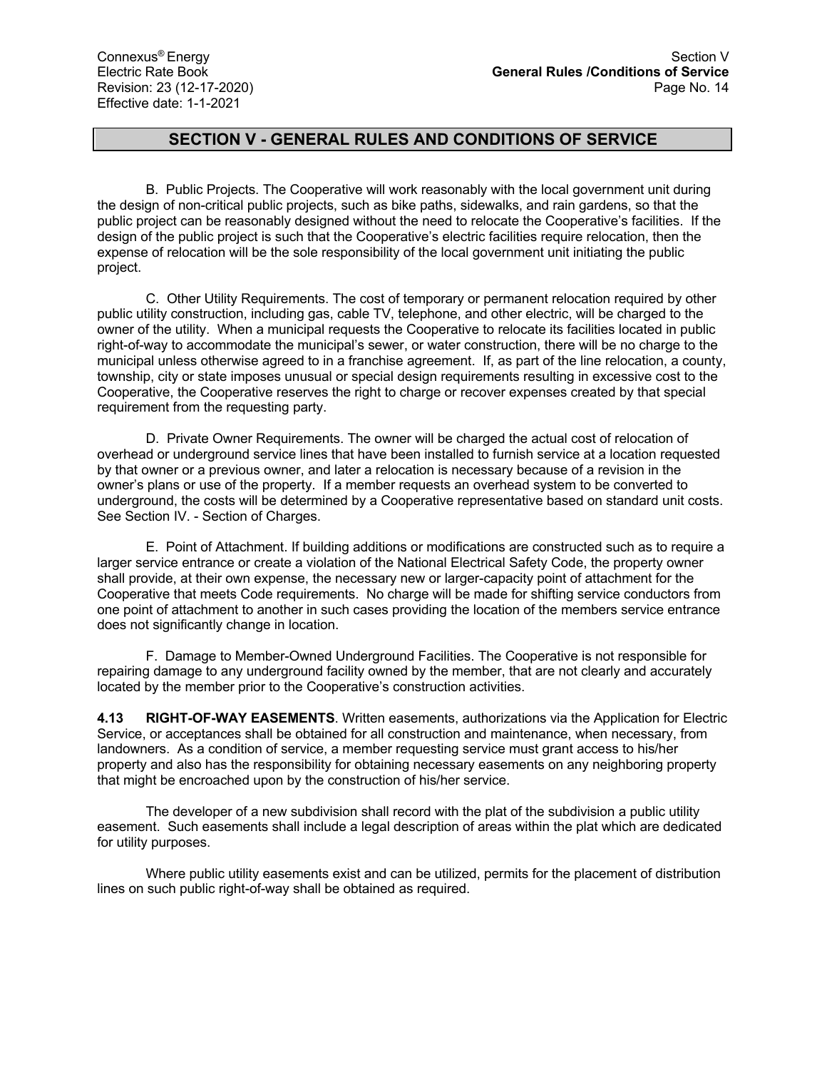## SECTION V - GENERAL RULES AND CONDITIONS OF SERVICE

B. Public Projects. The Cooperative will work reasonably with the local government unit during the design of non-critical public projects, such as bike paths, sidewalks, and rain gardens, so that the public project can be reasonably designed without the need to relocate the Cooperative's facilities. If the design of the public project is such that the Cooperative's electric facilities require relocation, then the expense of relocation will be the sole responsibility of the local government unit initiating the public project.

C. Other Utility Requirements. The cost of temporary or permanent relocation required by other public utility construction, including gas, cable TV, telephone, and other electric, will be charged to the owner of the utility. When a municipal requests the Cooperative to relocate its facilities located in public right-of-way to accommodate the municipal's sewer, or water construction, there will be no charge to the municipal unless otherwise agreed to in a franchise agreement. If, as part of the line relocation, a county, township, city or state imposes unusual or special design requirements resulting in excessive cost to the Cooperative, the Cooperative reserves the right to charge or recover expenses created by that special requirement from the requesting party.

D. Private Owner Requirements. The owner will be charged the actual cost of relocation of overhead or underground service lines that have been installed to furnish service at a location requested by that owner or a previous owner, and later a relocation is necessary because of a revision in the owner's plans or use of the property. If a member requests an overhead system to be converted to underground, the costs will be determined by a Cooperative representative based on standard unit costs. See Section IV. - Section of Charges.

E. Point of Attachment. If building additions or modifications are constructed such as to require a larger service entrance or create a violation of the National Electrical Safety Code, the property owner shall provide, at their own expense, the necessary new or larger-capacity point of attachment for the Cooperative that meets Code requirements. No charge will be made for shifting service conductors from one point of attachment to another in such cases providing the location of the members service entrance does not significantly change in location.

F. Damage to Member-Owned Underground Facilities. The Cooperative is not responsible for repairing damage to any underground facility owned by the member, that are not clearly and accurately located by the member prior to the Cooperative's construction activities.

**4.13 RIGHT-OF-WAY EASEMENTS**. Written easements, authorizations via the Application for Electric Service, or acceptances shall be obtained for all construction and maintenance, when necessary, from landowners. As a condition of service, a member requesting service must grant access to his/her property and also has the responsibility for obtaining necessary easements on any neighboring property that might be encroached upon by the construction of his/her service.

The developer of a new subdivision shall record with the plat of the subdivision a public utility easement. Such easements shall include a legal description of areas within the plat which are dedicated for utility purposes.

Where public utility easements exist and can be utilized, permits for the placement of distribution lines on such public right-of-way shall be obtained as required.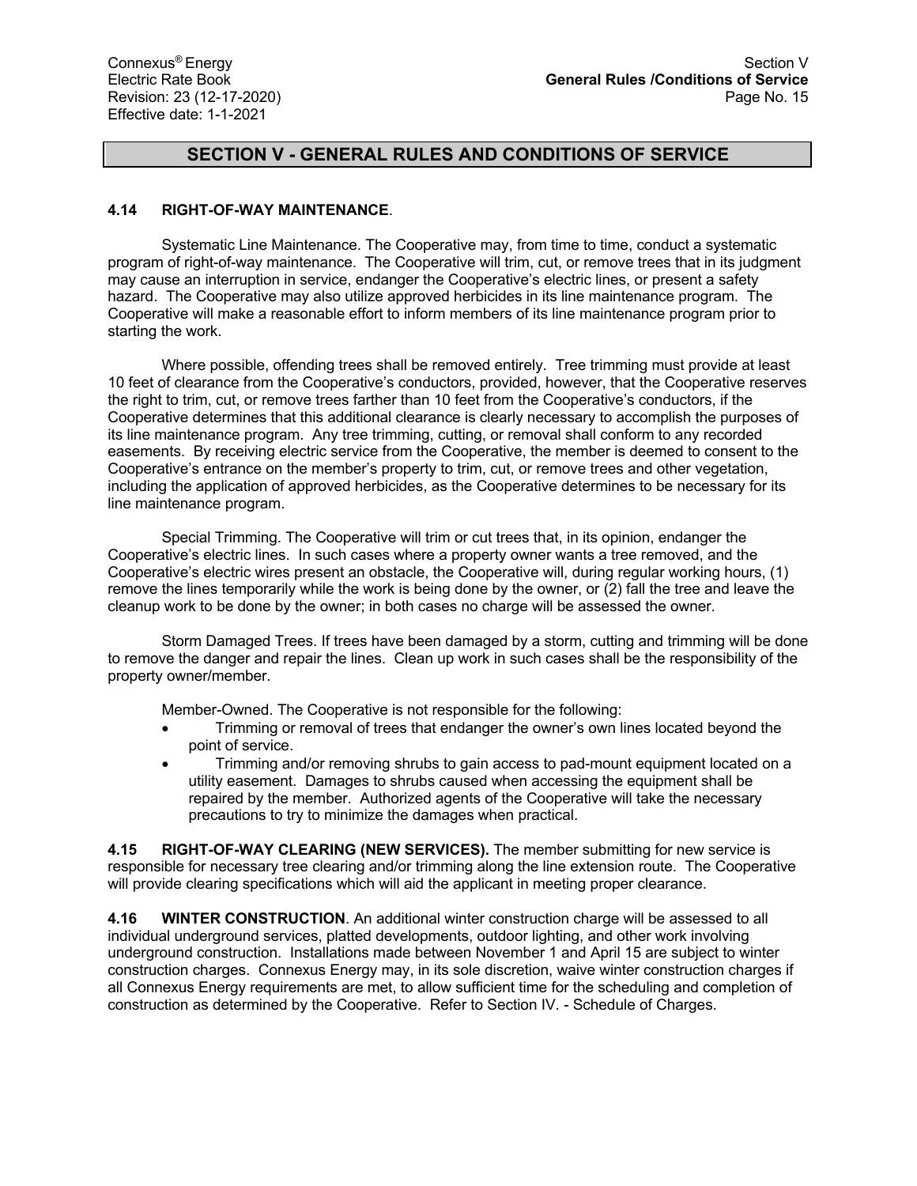## SECTION V - GENERAL RULES AND CONDITIONS OF SERVICE

**4.14 RIGHT-OF-WAY MAINTENANCE**.

Systematic Line Maintenance. The Cooperative may, from time to time, conduct a systematic program of right-of-way maintenance. The Cooperative will trim, cut, or remove trees that in its judgment may cause an interruption in service, endanger the Cooperative's electric lines, or present a safety hazard. The Cooperative may also utilize approved herbicides in its line maintenance program. The Cooperative will make a reasonable effort to inform members of its line maintenance program prior to starting the work.

Where possible, offending trees shall be removed entirely. Tree trimming must provide at least 10 feet of clearance from the Cooperative's conductors, provided, however, that the Cooperative reserves the right to trim, cut, or remove trees farther than 10 feet from the Cooperative's conductors, if the Cooperative determines that this additional clearance is clearly necessary to accomplish the purposes of its line maintenance program. Any tree trimming, cutting, or removal shall conform to any recorded easements. By receiving electric service from the Cooperative, the member is deemed to consent to the Cooperative's entrance on the member's property to trim, cut, or remove trees and other vegetation, including the application of approved herbicides, as the Cooperative determines to be necessary for its line maintenance program.

Special Trimming. The Cooperative will trim or cut trees that, in its opinion, endanger the Cooperative's electric lines. In such cases where a property owner wants a tree removed, and the Cooperative's electric wires present an obstacle, the Cooperative will, during regular working hours, (1) remove the lines temporarily while the work is being done by the owner, or (2) fall the tree and leave the cleanup work to be done by the owner; in both cases no charge will be assessed the owner.

Storm Damaged Trees. If trees have been damaged by a storm, cutting and trimming will be done to remove the danger and repair the lines. Clean up work in such cases shall be the responsibility of the property owner/member.

Member-Owned. The Cooperative is not responsible for the following:

- Trimming or removal of trees that endanger the owner's own lines located beyond the point of service.
- Trimming and/or removing shrubs to gain access to pad-mount equipment located on a utility easement. Damages to shrubs caused when accessing the equipment shall be repaired by the member. Authorized agents of the Cooperative will take the necessary precautions to try to minimize the damages when practical.

**4.15 RIGHT-OF-WAY CLEARING (NEW SERVICES).** The member submitting for new service is responsible for necessary tree clearing and/or trimming along the line extension route. The Cooperative will provide clearing specifications which will aid the applicant in meeting proper clearance.

**4.16 WINTER CONSTRUCTION**. An additional winter construction charge will be assessed to all individual underground services, platted developments, outdoor lighting, and other work involving underground construction. Installations made between November 1 and April 15 are subject to winter construction charges. Connexus Energy may, in its sole discretion, waive winter construction charges if all Connexus Energy requirements are met, to allow sufficient time for the scheduling and completion of construction as determined by the Cooperative. Refer to Section IV. - Schedule of Charges.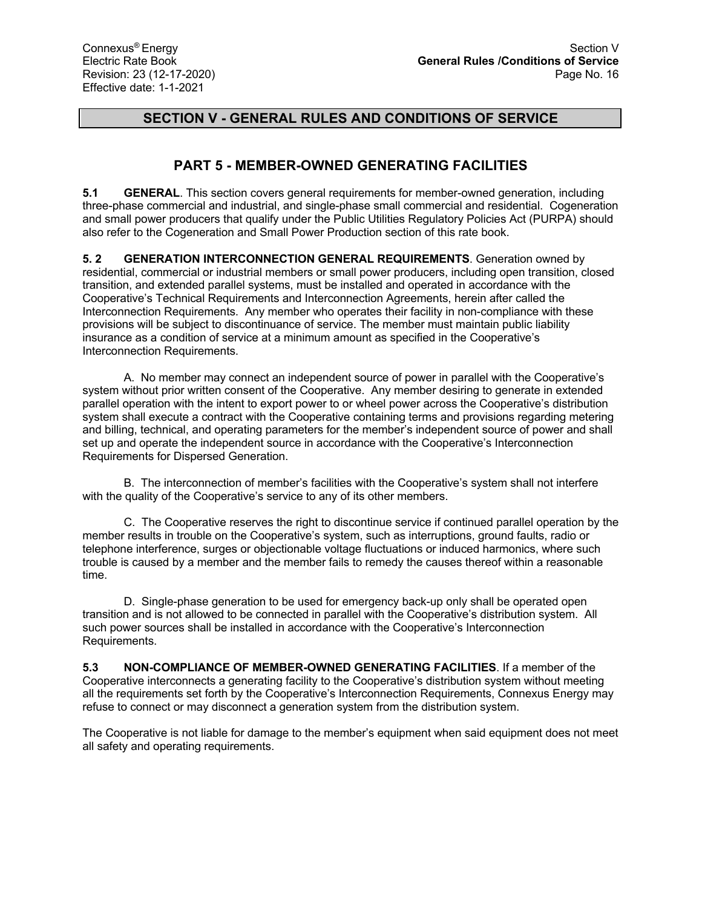# SECTION V - GENERAL RULES AND CONDITIONS OF SERVICE

## PART 5 - MEMBER-OWNED GENERATING FACILITIES

**5.1 GENERAL**. This section covers general requirements for member-owned generation, including three-phase commercial and industrial, and single-phase small commercial and residential. Cogeneration and small power producers that qualify under the Public Utilities Regulatory Policies Act (PURPA) should also refer to the Cogeneration and Small Power Production section of this rate book.

**5. 2 GENERATION INTERCONNECTION GENERAL REQUIREMENTS**. Generation owned by residential, commercial or industrial members or small power producers, including open transition, closed transition, and extended parallel systems, must be installed and operated in accordance with the Cooperative's Technical Requirements and Interconnection Agreements, herein after called the Interconnection Requirements. Any member who operates their facility in non-compliance with these provisions will be subject to discontinuance of service. The member must maintain public liability insurance as a condition of service at a minimum amount as specified in the Cooperative's Interconnection Requirements.

A. No member may connect an independent source of power in parallel with the Cooperative's system without prior written consent of the Cooperative. Any member desiring to generate in extended parallel operation with the intent to export power to or wheel power across the Cooperative's distribution system shall execute a contract with the Cooperative containing terms and provisions regarding metering and billing, technical, and operating parameters for the member's independent source of power and shall set up and operate the independent source in accordance with the Cooperative's Interconnection Requirements for Dispersed Generation.

B. The interconnection of member's facilities with the Cooperative's system shall not interfere with the quality of the Cooperative's service to any of its other members.

C. The Cooperative reserves the right to discontinue service if continued parallel operation by the member results in trouble on the Cooperative's system, such as interruptions, ground faults, radio or telephone interference, surges or objectionable voltage fluctuations or induced harmonics, where such trouble is caused by a member and the member fails to remedy the causes thereof within a reasonable time.

D. Single-phase generation to be used for emergency back-up only shall be operated open transition and is not allowed to be connected in parallel with the Cooperative's distribution system. All such power sources shall be installed in accordance with the Cooperative's Interconnection Requirements.

**5.3 NON-COMPLIANCE OF MEMBER-OWNED GENERATING FACILITIES**. If a member of the Cooperative interconnects a generating facility to the Cooperative's distribution system without meeting all the requirements set forth by the Cooperative's Interconnection Requirements, Connexus Energy may refuse to connect or may disconnect a generation system from the distribution system.

The Cooperative is not liable for damage to the member's equipment when said equipment does not meet all safety and operating requirements.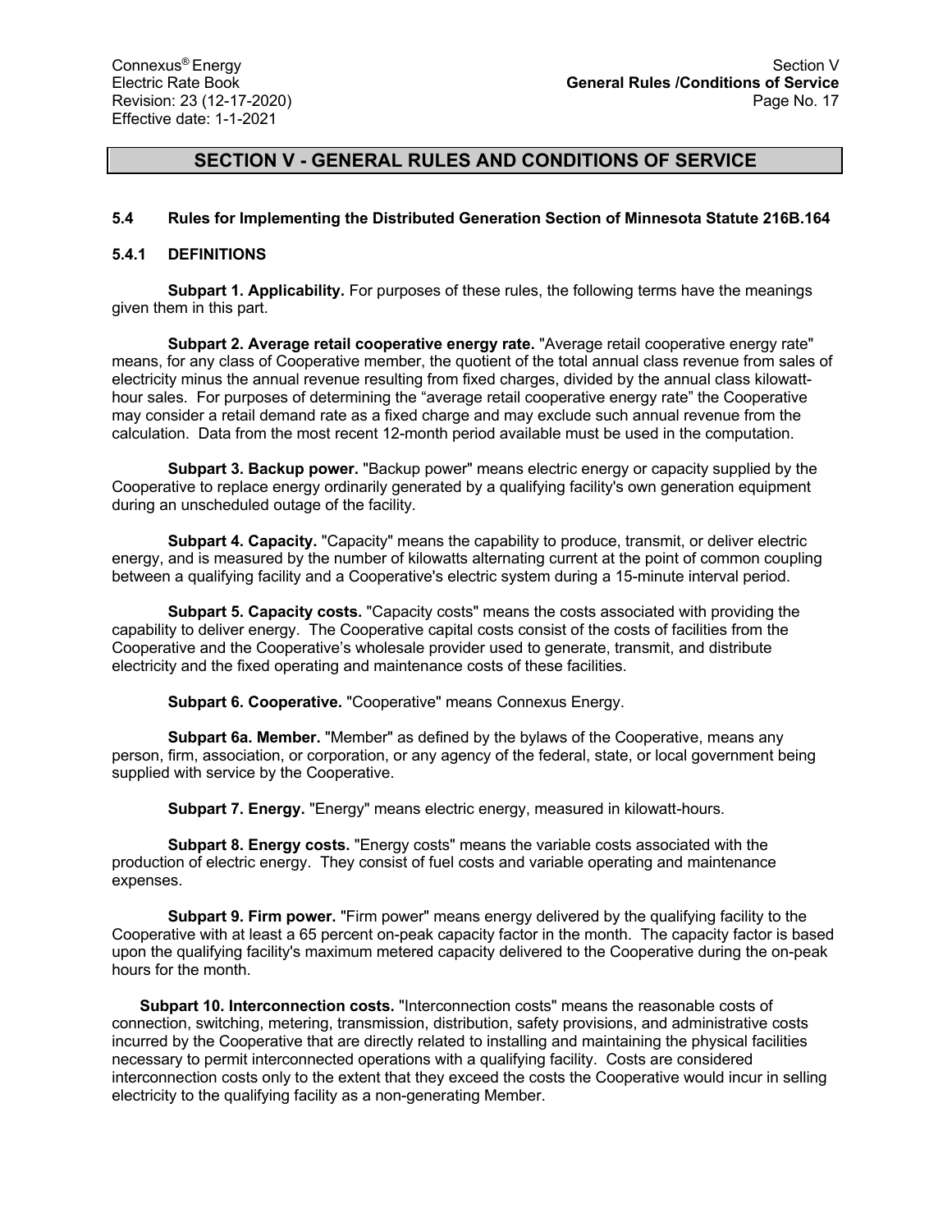# SECTION V - GENERAL RULES AND CONDITIONS OF SERVICE

## 5.4 Rules for Implementing the Distributed Generation Section of Minnesota Statute 216B.164

### 5.4.1 DEFINITIONS

**Subpart 1. Applicability.** For purposes of these rules, the following terms have the meanings given them in this part.

**Subpart 2. Average retail cooperative energy rate.** "Average retail cooperative energy rate" means, for any class of Cooperative member, the quotient of the total annual class revenue from sales of electricity minus the annual revenue resulting from fixed charges, divided by the annual class kilowatt-hour sales. For purposes of determining the "average retail cooperative energy rate" the Cooperative may consider a retail demand rate as a fixed charge and may exclude such annual revenue from the calculation. Data from the most recent 12-month period available must be used in the computation.

**Subpart 3. Backup power.** "Backup power" means electric energy or capacity supplied by the Cooperative to replace energy ordinarily generated by a qualifying facility's own generation equipment during an unscheduled outage of the facility.

**Subpart 4. Capacity.** "Capacity" means the capability to produce, transmit, or deliver electric energy, and is measured by the number of kilowatts alternating current at the point of common coupling between a qualifying facility and a Cooperative's electric system during a 15-minute interval period.

**Subpart 5. Capacity costs.** "Capacity costs" means the costs associated with providing the capability to deliver energy. The Cooperative capital costs consist of the costs of facilities from the Cooperative and the Cooperative's wholesale provider used to generate, transmit, and distribute electricity and the fixed operating and maintenance costs of these facilities.

**Subpart 6. Cooperative.** "Cooperative" means Connexus Energy.

**Subpart 6a. Member.** "Member" as defined by the bylaws of the Cooperative, means any person, firm, association, or corporation, or any agency of the federal, state, or local government being supplied with service by the Cooperative.

**Subpart 7. Energy.** "Energy" means electric energy, measured in kilowatt-hours.

**Subpart 8. Energy costs.** "Energy costs" means the variable costs associated with the production of electric energy. They consist of fuel costs and variable operating and maintenance expenses.

**Subpart 9. Firm power.** "Firm power" means energy delivered by the qualifying facility to the Cooperative with at least a 65 percent on-peak capacity factor in the month. The capacity factor is based upon the qualifying facility's maximum metered capacity delivered to the Cooperative during the on-peak hours for the month.

**Subpart 10. Interconnection costs.** "Interconnection costs" means the reasonable costs of connection, switching, metering, transmission, distribution, safety provisions, and administrative costs incurred by the Cooperative that are directly related to installing and maintaining the physical facilities necessary to permit interconnected operations with a qualifying facility. Costs are considered interconnection costs only to the extent that they exceed the costs the Cooperative would incur in selling electricity to the qualifying facility as a non-generating Member.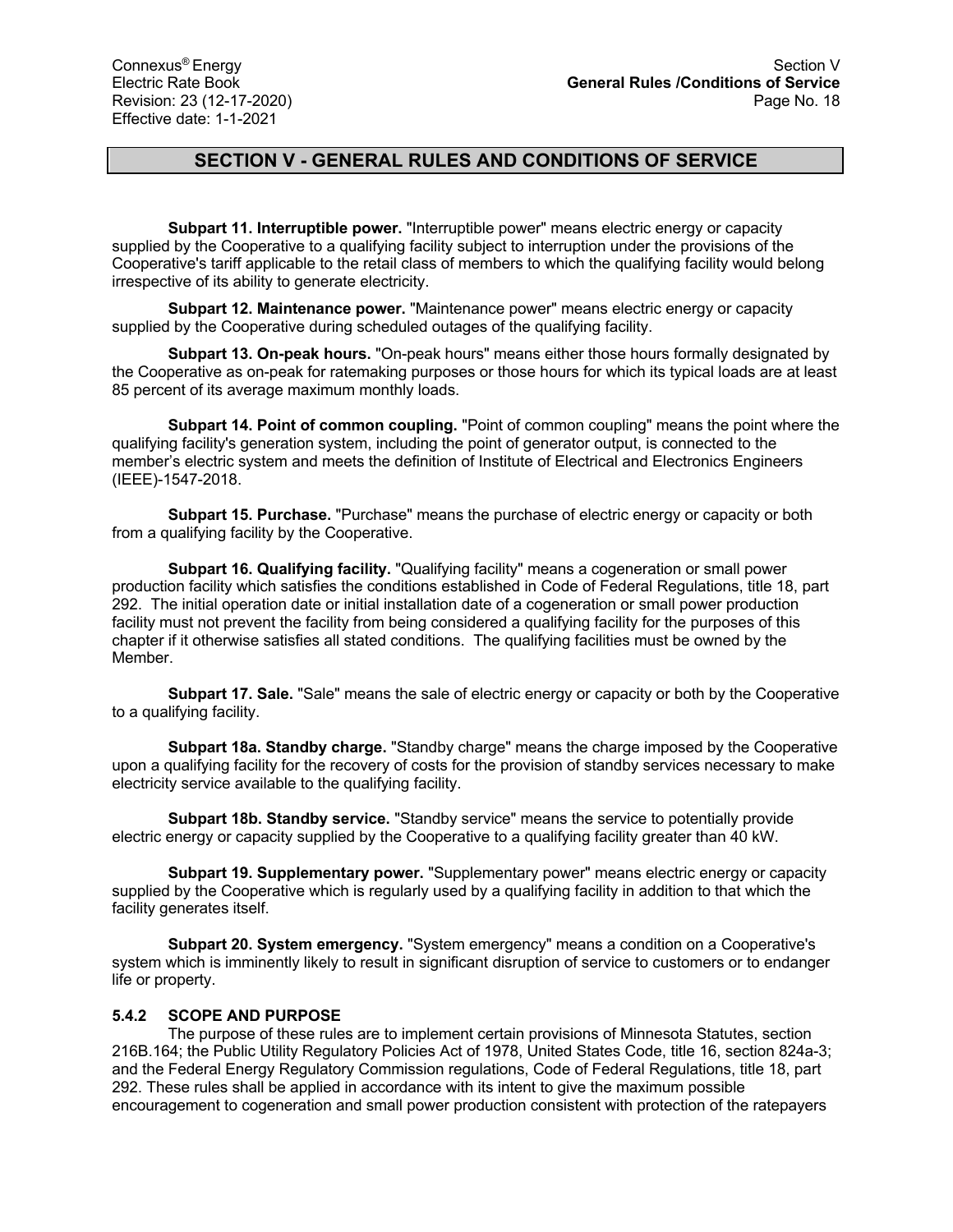## SECTION V - GENERAL RULES AND CONDITIONS OF SERVICE

**Subpart 11. Interruptible power.** "Interruptible power" means electric energy or capacity supplied by the Cooperative to a qualifying facility subject to interruption under the provisions of the Cooperative's tariff applicable to the retail class of members to which the qualifying facility would belong irrespective of its ability to generate electricity.

**Subpart 12. Maintenance power.** "Maintenance power" means electric energy or capacity supplied by the Cooperative during scheduled outages of the qualifying facility.

**Subpart 13. On-peak hours.** "On-peak hours" means either those hours formally designated by the Cooperative as on-peak for ratemaking purposes or those hours for which its typical loads are at least 85 percent of its average maximum monthly loads.

**Subpart 14. Point of common coupling.** "Point of common coupling" means the point where the qualifying facility's generation system, including the point of generator output, is connected to the member's electric system and meets the definition of Institute of Electrical and Electronics Engineers (IEEE)-1547-2018.

**Subpart 15. Purchase.** "Purchase" means the purchase of electric energy or capacity or both from a qualifying facility by the Cooperative.

**Subpart 16. Qualifying facility.** "Qualifying facility" means a cogeneration or small power production facility which satisfies the conditions established in Code of Federal Regulations, title 18, part 292. The initial operation date or initial installation date of a cogeneration or small power production facility must not prevent the facility from being considered a qualifying facility for the purposes of this chapter if it otherwise satisfies all stated conditions. The qualifying facilities must be owned by the Member.

**Subpart 17. Sale.** "Sale" means the sale of electric energy or capacity or both by the Cooperative to a qualifying facility.

**Subpart 18a. Standby charge.** "Standby charge" means the charge imposed by the Cooperative upon a qualifying facility for the recovery of costs for the provision of standby services necessary to make electricity service available to the qualifying facility.

**Subpart 18b. Standby service.** "Standby service" means the service to potentially provide electric energy or capacity supplied by the Cooperative to a qualifying facility greater than 40 kW.

**Subpart 19. Supplementary power.** "Supplementary power" means electric energy or capacity supplied by the Cooperative which is regularly used by a qualifying facility in addition to that which the facility generates itself.

**Subpart 20. System emergency.** "System emergency" means a condition on a Cooperative's system which is imminently likely to result in significant disruption of service to customers or to endanger life or property.

### 5.4.2 SCOPE AND PURPOSE

The purpose of these rules are to implement certain provisions of Minnesota Statutes, section 216B.164; the Public Utility Regulatory Policies Act of 1978, United States Code, title 16, section 824a-3; and the Federal Energy Regulatory Commission regulations, Code of Federal Regulations, title 18, part 292. These rules shall be applied in accordance with its intent to give the maximum possible encouragement to cogeneration and small power production consistent with protection of the ratepayers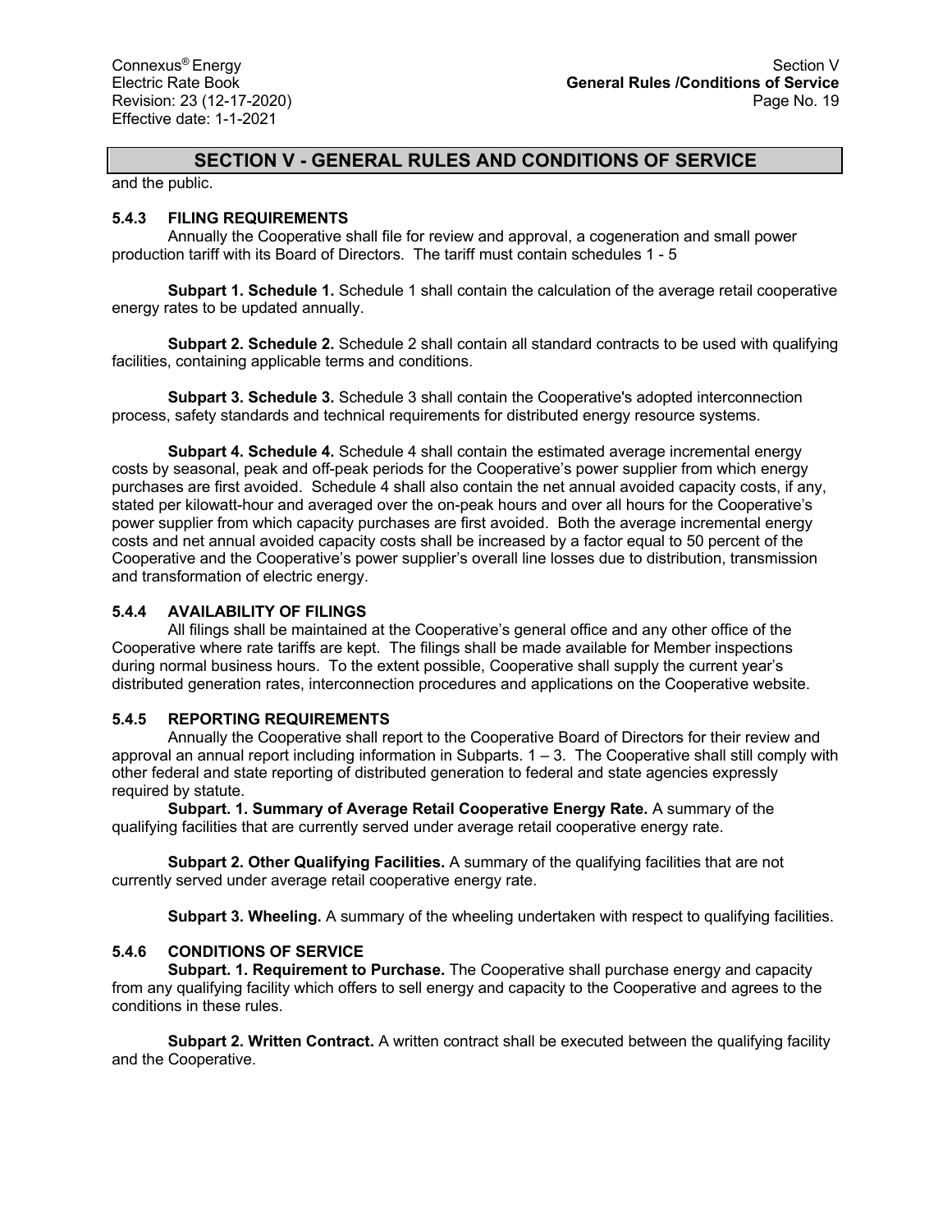## SECTION V - GENERAL RULES AND CONDITIONS OF SERVICE

and the public.

### 5.4.3 FILING REQUIREMENTS

Annually the Cooperative shall file for review and approval, a cogeneration and small power production tariff with its Board of Directors. The tariff must contain schedules 1 - 5

**Subpart 1. Schedule 1.** Schedule 1 shall contain the calculation of the average retail cooperative energy rates to be updated annually.

**Subpart 2. Schedule 2.** Schedule 2 shall contain all standard contracts to be used with qualifying facilities, containing applicable terms and conditions.

**Subpart 3. Schedule 3.** Schedule 3 shall contain the Cooperative's adopted interconnection process, safety standards and technical requirements for distributed energy resource systems.

**Subpart 4. Schedule 4.** Schedule 4 shall contain the estimated average incremental energy costs by seasonal, peak and off-peak periods for the Cooperative's power supplier from which energy purchases are first avoided. Schedule 4 shall also contain the net annual avoided capacity costs, if any, stated per kilowatt-hour and averaged over the on-peak hours and over all hours for the Cooperative's power supplier from which capacity purchases are first avoided. Both the average incremental energy costs and net annual avoided capacity costs shall be increased by a factor equal to 50 percent of the Cooperative and the Cooperative's power supplier's overall line losses due to distribution, transmission and transformation of electric energy.

### 5.4.4 AVAILABILITY OF FILINGS

All filings shall be maintained at the Cooperative's general office and any other office of the Cooperative where rate tariffs are kept. The filings shall be made available for Member inspections during normal business hours. To the extent possible, Cooperative shall supply the current year's distributed generation rates, interconnection procedures and applications on the Cooperative website.

### 5.4.5 REPORTING REQUIREMENTS

Annually the Cooperative shall report to the Cooperative Board of Directors for their review and approval an annual report including information in Subparts. 1 – 3. The Cooperative shall still comply with other federal and state reporting of distributed generation to federal and state agencies expressly required by statute.

**Subpart. 1. Summary of Average Retail Cooperative Energy Rate.** A summary of the qualifying facilities that are currently served under average retail cooperative energy rate.

**Subpart 2. Other Qualifying Facilities.** A summary of the qualifying facilities that are not currently served under average retail cooperative energy rate.

**Subpart 3. Wheeling.** A summary of the wheeling undertaken with respect to qualifying facilities.

### 5.4.6 CONDITIONS OF SERVICE

**Subpart. 1. Requirement to Purchase.** The Cooperative shall purchase energy and capacity from any qualifying facility which offers to sell energy and capacity to the Cooperative and agrees to the conditions in these rules.

**Subpart 2. Written Contract.** A written contract shall be executed between the qualifying facility and the Cooperative.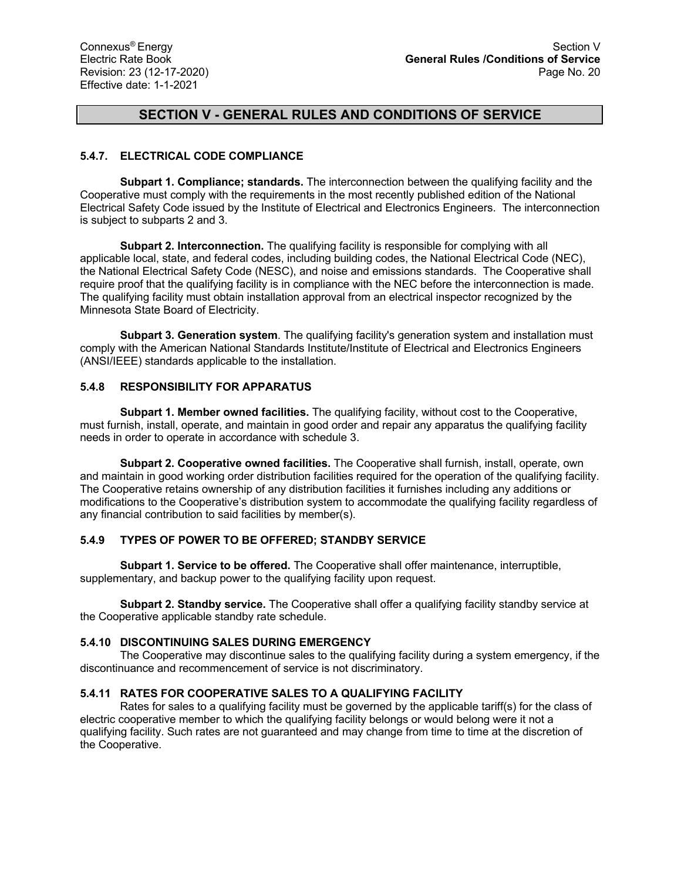## SECTION V - GENERAL RULES AND CONDITIONS OF SERVICE

### 5.4.7. ELECTRICAL CODE COMPLIANCE

**Subpart 1. Compliance; standards.** The interconnection between the qualifying facility and the Cooperative must comply with the requirements in the most recently published edition of the National Electrical Safety Code issued by the Institute of Electrical and Electronics Engineers. The interconnection is subject to subparts 2 and 3.

**Subpart 2. Interconnection.** The qualifying facility is responsible for complying with all applicable local, state, and federal codes, including building codes, the National Electrical Code (NEC), the National Electrical Safety Code (NESC), and noise and emissions standards. The Cooperative shall require proof that the qualifying facility is in compliance with the NEC before the interconnection is made. The qualifying facility must obtain installation approval from an electrical inspector recognized by the Minnesota State Board of Electricity.

**Subpart 3. Generation system**. The qualifying facility's generation system and installation must comply with the American National Standards Institute/Institute of Electrical and Electronics Engineers (ANSI/IEEE) standards applicable to the installation.

### 5.4.8 RESPONSIBILITY FOR APPARATUS

**Subpart 1. Member owned facilities.** The qualifying facility, without cost to the Cooperative, must furnish, install, operate, and maintain in good order and repair any apparatus the qualifying facility needs in order to operate in accordance with schedule 3.

**Subpart 2. Cooperative owned facilities.** The Cooperative shall furnish, install, operate, own and maintain in good working order distribution facilities required for the operation of the qualifying facility. The Cooperative retains ownership of any distribution facilities it furnishes including any additions or modifications to the Cooperative's distribution system to accommodate the qualifying facility regardless of any financial contribution to said facilities by member(s).

### 5.4.9 TYPES OF POWER TO BE OFFERED; STANDBY SERVICE

**Subpart 1. Service to be offered.** The Cooperative shall offer maintenance, interruptible, supplementary, and backup power to the qualifying facility upon request.

**Subpart 2. Standby service.** The Cooperative shall offer a qualifying facility standby service at the Cooperative applicable standby rate schedule.

### 5.4.10 DISCONTINUING SALES DURING EMERGENCY

The Cooperative may discontinue sales to the qualifying facility during a system emergency, if the discontinuance and recommencement of service is not discriminatory.

### 5.4.11 RATES FOR COOPERATIVE SALES TO A QUALIFYING FACILITY

Rates for sales to a qualifying facility must be governed by the applicable tariff(s) for the class of electric cooperative member to which the qualifying facility belongs or would belong were it not a qualifying facility. Such rates are not guaranteed and may change from time to time at the discretion of the Cooperative.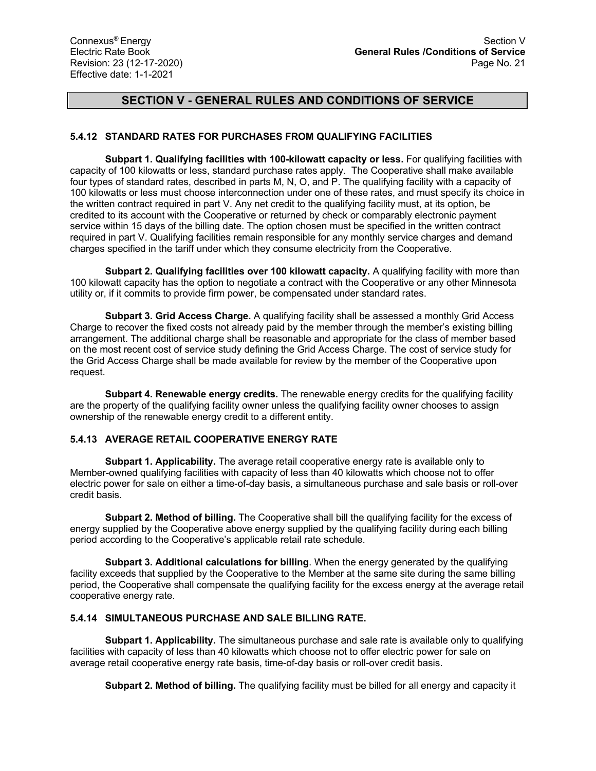## SECTION V - GENERAL RULES AND CONDITIONS OF SERVICE

### 5.4.12 STANDARD RATES FOR PURCHASES FROM QUALIFYING FACILITIES

**Subpart 1. Qualifying facilities with 100-kilowatt capacity or less.** For qualifying facilities with capacity of 100 kilowatts or less, standard purchase rates apply. The Cooperative shall make available four types of standard rates, described in parts M, N, O, and P. The qualifying facility with a capacity of 100 kilowatts or less must choose interconnection under one of these rates, and must specify its choice in the written contract required in part V. Any net credit to the qualifying facility must, at its option, be credited to its account with the Cooperative or returned by check or comparably electronic payment service within 15 days of the billing date. The option chosen must be specified in the written contract required in part V. Qualifying facilities remain responsible for any monthly service charges and demand charges specified in the tariff under which they consume electricity from the Cooperative.

**Subpart 2. Qualifying facilities over 100 kilowatt capacity.** A qualifying facility with more than 100 kilowatt capacity has the option to negotiate a contract with the Cooperative or any other Minnesota utility or, if it commits to provide firm power, be compensated under standard rates.

**Subpart 3. Grid Access Charge.** A qualifying facility shall be assessed a monthly Grid Access Charge to recover the fixed costs not already paid by the member through the member's existing billing arrangement. The additional charge shall be reasonable and appropriate for the class of member based on the most recent cost of service study defining the Grid Access Charge. The cost of service study for the Grid Access Charge shall be made available for review by the member of the Cooperative upon request.

**Subpart 4. Renewable energy credits.** The renewable energy credits for the qualifying facility are the property of the qualifying facility owner unless the qualifying facility owner chooses to assign ownership of the renewable energy credit to a different entity.

### 5.4.13 AVERAGE RETAIL COOPERATIVE ENERGY RATE

**Subpart 1. Applicability.** The average retail cooperative energy rate is available only to Member-owned qualifying facilities with capacity of less than 40 kilowatts which choose not to offer electric power for sale on either a time-of-day basis, a simultaneous purchase and sale basis or roll-over credit basis.

**Subpart 2. Method of billing.** The Cooperative shall bill the qualifying facility for the excess of energy supplied by the Cooperative above energy supplied by the qualifying facility during each billing period according to the Cooperative's applicable retail rate schedule.

**Subpart 3. Additional calculations for billing**. When the energy generated by the qualifying facility exceeds that supplied by the Cooperative to the Member at the same site during the same billing period, the Cooperative shall compensate the qualifying facility for the excess energy at the average retail cooperative energy rate.

### 5.4.14 SIMULTANEOUS PURCHASE AND SALE BILLING RATE.

**Subpart 1. Applicability.** The simultaneous purchase and sale rate is available only to qualifying facilities with capacity of less than 40 kilowatts which choose not to offer electric power for sale on average retail cooperative energy rate basis, time-of-day basis or roll-over credit basis.

**Subpart 2. Method of billing.** The qualifying facility must be billed for all energy and capacity it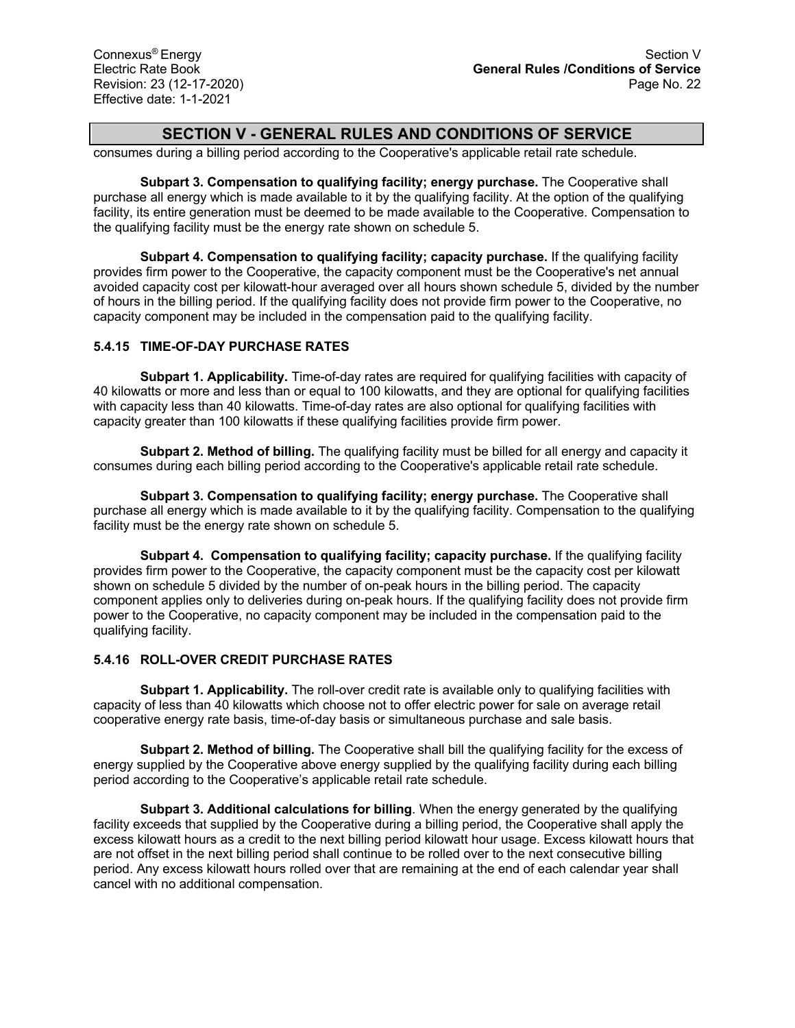## SECTION V - GENERAL RULES AND CONDITIONS OF SERVICE

consumes during a billing period according to the Cooperative's applicable retail rate schedule.

**Subpart 3. Compensation to qualifying facility; energy purchase.** The Cooperative shall purchase all energy which is made available to it by the qualifying facility. At the option of the qualifying facility, its entire generation must be deemed to be made available to the Cooperative. Compensation to the qualifying facility must be the energy rate shown on schedule 5.

**Subpart 4. Compensation to qualifying facility; capacity purchase.** If the qualifying facility provides firm power to the Cooperative, the capacity component must be the Cooperative's net annual avoided capacity cost per kilowatt-hour averaged over all hours shown schedule 5, divided by the number of hours in the billing period. If the qualifying facility does not provide firm power to the Cooperative, no capacity component may be included in the compensation paid to the qualifying facility.

### 5.4.15 TIME-OF-DAY PURCHASE RATES

**Subpart 1. Applicability.** Time-of-day rates are required for qualifying facilities with capacity of 40 kilowatts or more and less than or equal to 100 kilowatts, and they are optional for qualifying facilities with capacity less than 40 kilowatts. Time-of-day rates are also optional for qualifying facilities with capacity greater than 100 kilowatts if these qualifying facilities provide firm power.

**Subpart 2. Method of billing.** The qualifying facility must be billed for all energy and capacity it consumes during each billing period according to the Cooperative's applicable retail rate schedule.

**Subpart 3. Compensation to qualifying facility; energy purchase.** The Cooperative shall purchase all energy which is made available to it by the qualifying facility. Compensation to the qualifying facility must be the energy rate shown on schedule 5.

**Subpart 4. Compensation to qualifying facility; capacity purchase.** If the qualifying facility provides firm power to the Cooperative, the capacity component must be the capacity cost per kilowatt shown on schedule 5 divided by the number of on-peak hours in the billing period. The capacity component applies only to deliveries during on-peak hours. If the qualifying facility does not provide firm power to the Cooperative, no capacity component may be included in the compensation paid to the qualifying facility.

### 5.4.16 ROLL-OVER CREDIT PURCHASE RATES

**Subpart 1. Applicability.** The roll-over credit rate is available only to qualifying facilities with capacity of less than 40 kilowatts which choose not to offer electric power for sale on average retail cooperative energy rate basis, time-of-day basis or simultaneous purchase and sale basis.

**Subpart 2. Method of billing.** The Cooperative shall bill the qualifying facility for the excess of energy supplied by the Cooperative above energy supplied by the qualifying facility during each billing period according to the Cooperative's applicable retail rate schedule.

**Subpart 3. Additional calculations for billing**. When the energy generated by the qualifying facility exceeds that supplied by the Cooperative during a billing period, the Cooperative shall apply the excess kilowatt hours as a credit to the next billing period kilowatt hour usage. Excess kilowatt hours that are not offset in the next billing period shall continue to be rolled over to the next consecutive billing period. Any excess kilowatt hours rolled over that are remaining at the end of each calendar year shall cancel with no additional compensation.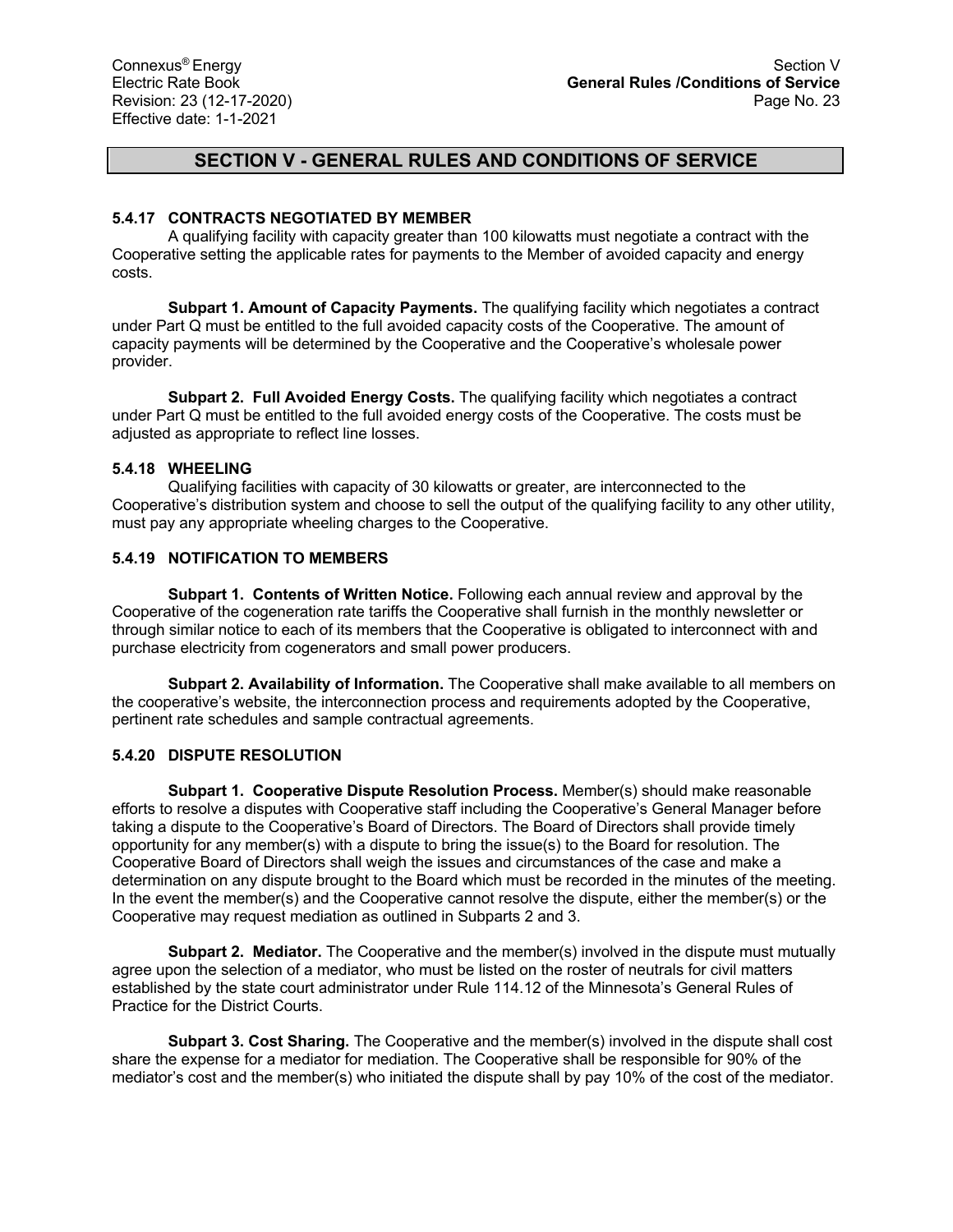## SECTION V - GENERAL RULES AND CONDITIONS OF SERVICE

### 5.4.17 CONTRACTS NEGOTIATED BY MEMBER

A qualifying facility with capacity greater than 100 kilowatts must negotiate a contract with the Cooperative setting the applicable rates for payments to the Member of avoided capacity and energy costs.

**Subpart 1. Amount of Capacity Payments.** The qualifying facility which negotiates a contract under Part Q must be entitled to the full avoided capacity costs of the Cooperative. The amount of capacity payments will be determined by the Cooperative and the Cooperative's wholesale power provider.

**Subpart 2. Full Avoided Energy Costs.** The qualifying facility which negotiates a contract under Part Q must be entitled to the full avoided energy costs of the Cooperative. The costs must be adjusted as appropriate to reflect line losses.

### 5.4.18 WHEELING

Qualifying facilities with capacity of 30 kilowatts or greater, are interconnected to the Cooperative's distribution system and choose to sell the output of the qualifying facility to any other utility, must pay any appropriate wheeling charges to the Cooperative.

### 5.4.19 NOTIFICATION TO MEMBERS

**Subpart 1. Contents of Written Notice.** Following each annual review and approval by the Cooperative of the cogeneration rate tariffs the Cooperative shall furnish in the monthly newsletter or through similar notice to each of its members that the Cooperative is obligated to interconnect with and purchase electricity from cogenerators and small power producers.

**Subpart 2. Availability of Information.** The Cooperative shall make available to all members on the cooperative's website, the interconnection process and requirements adopted by the Cooperative, pertinent rate schedules and sample contractual agreements.

### 5.4.20 DISPUTE RESOLUTION

**Subpart 1. Cooperative Dispute Resolution Process.** Member(s) should make reasonable efforts to resolve a disputes with Cooperative staff including the Cooperative's General Manager before taking a dispute to the Cooperative's Board of Directors. The Board of Directors shall provide timely opportunity for any member(s) with a dispute to bring the issue(s) to the Board for resolution. The Cooperative Board of Directors shall weigh the issues and circumstances of the case and make a determination on any dispute brought to the Board which must be recorded in the minutes of the meeting. In the event the member(s) and the Cooperative cannot resolve the dispute, either the member(s) or the Cooperative may request mediation as outlined in Subparts 2 and 3.

**Subpart 2. Mediator.** The Cooperative and the member(s) involved in the dispute must mutually agree upon the selection of a mediator, who must be listed on the roster of neutrals for civil matters established by the state court administrator under Rule 114.12 of the Minnesota's General Rules of Practice for the District Courts.

**Subpart 3. Cost Sharing.** The Cooperative and the member(s) involved in the dispute shall cost share the expense for a mediator for mediation. The Cooperative shall be responsible for 90% of the mediator's cost and the member(s) who initiated the dispute shall by pay 10% of the cost of the mediator.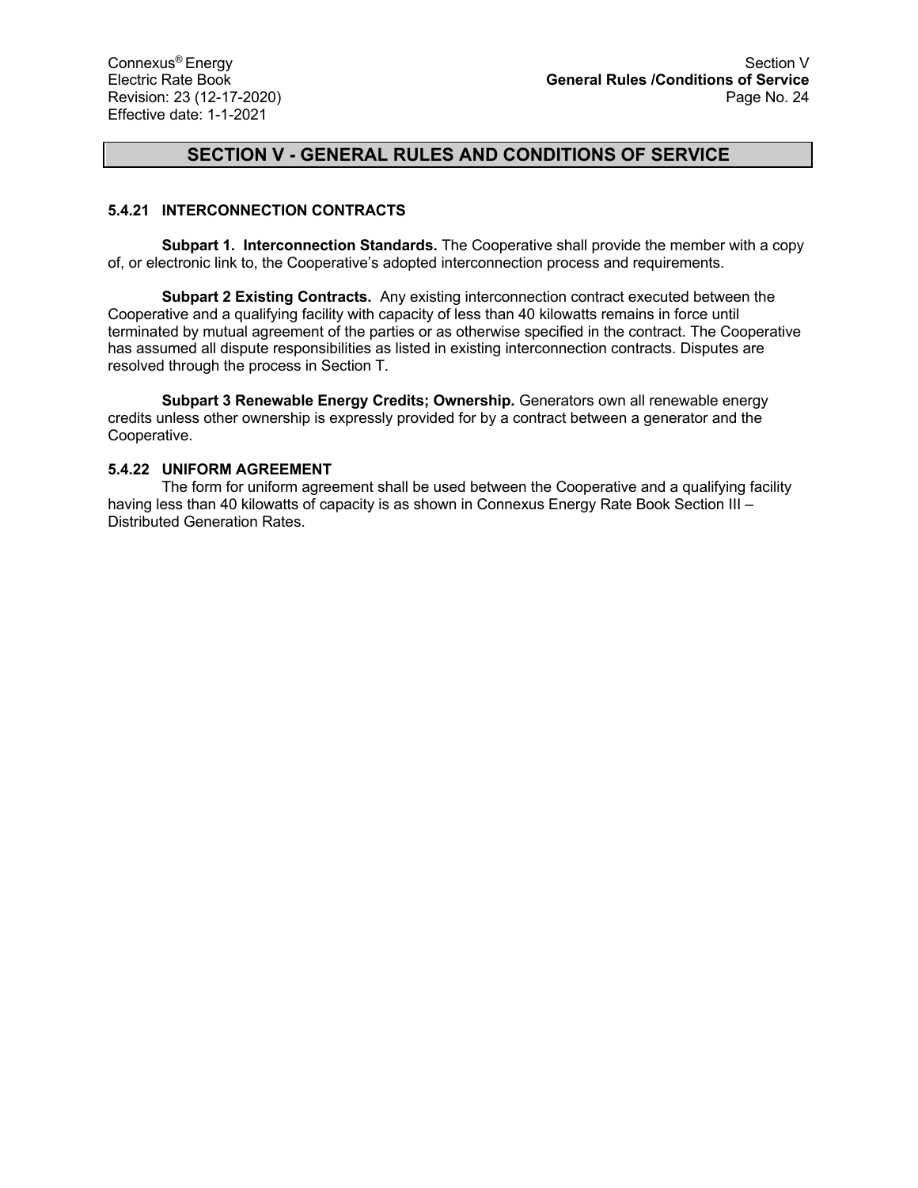# SECTION V - GENERAL RULES AND CONDITIONS OF SERVICE

### 5.4.21 INTERCONNECTION CONTRACTS

**Subpart 1. Interconnection Standards.** The Cooperative shall provide the member with a copy of, or electronic link to, the Cooperative's adopted interconnection process and requirements.

**Subpart 2 Existing Contracts.** Any existing interconnection contract executed between the Cooperative and a qualifying facility with capacity of less than 40 kilowatts remains in force until terminated by mutual agreement of the parties or as otherwise specified in the contract. The Cooperative has assumed all dispute responsibilities as listed in existing interconnection contracts. Disputes are resolved through the process in Section T.

**Subpart 3 Renewable Energy Credits; Ownership.** Generators own all renewable energy credits unless other ownership is expressly provided for by a contract between a generator and the Cooperative.

### 5.4.22 UNIFORM AGREEMENT

The form for uniform agreement shall be used between the Cooperative and a qualifying facility having less than 40 kilowatts of capacity is as shown in Connexus Energy Rate Book Section III – Distributed Generation Rates.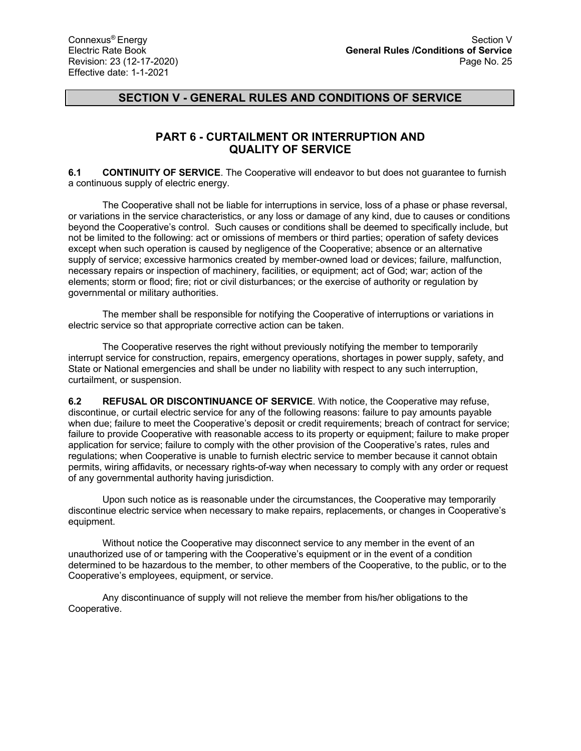## SECTION V - GENERAL RULES AND CONDITIONS OF SERVICE

### PART 6 - CURTAILMENT OR INTERRUPTION AND QUALITY OF SERVICE

**6.1 CONTINUITY OF SERVICE**. The Cooperative will endeavor to but does not guarantee to furnish a continuous supply of electric energy.

The Cooperative shall not be liable for interruptions in service, loss of a phase or phase reversal, or variations in the service characteristics, or any loss or damage of any kind, due to causes or conditions beyond the Cooperative's control. Such causes or conditions shall be deemed to specifically include, but not be limited to the following: act or omissions of members or third parties; operation of safety devices except when such operation is caused by negligence of the Cooperative; absence or an alternative supply of service; excessive harmonics created by member-owned load or devices; failure, malfunction, necessary repairs or inspection of machinery, facilities, or equipment; act of God; war; action of the elements; storm or flood; fire; riot or civil disturbances; or the exercise of authority or regulation by governmental or military authorities.

The member shall be responsible for notifying the Cooperative of interruptions or variations in electric service so that appropriate corrective action can be taken.

The Cooperative reserves the right without previously notifying the member to temporarily interrupt service for construction, repairs, emergency operations, shortages in power supply, safety, and State or National emergencies and shall be under no liability with respect to any such interruption, curtailment, or suspension.

**6.2 REFUSAL OR DISCONTINUANCE OF SERVICE**. With notice, the Cooperative may refuse, discontinue, or curtail electric service for any of the following reasons: failure to pay amounts payable when due; failure to meet the Cooperative's deposit or credit requirements; breach of contract for service; failure to provide Cooperative with reasonable access to its property or equipment; failure to make proper application for service; failure to comply with the other provision of the Cooperative's rates, rules and regulations; when Cooperative is unable to furnish electric service to member because it cannot obtain permits, wiring affidavits, or necessary rights-of-way when necessary to comply with any order or request of any governmental authority having jurisdiction.

Upon such notice as is reasonable under the circumstances, the Cooperative may temporarily discontinue electric service when necessary to make repairs, replacements, or changes in Cooperative's equipment.

Without notice the Cooperative may disconnect service to any member in the event of an unauthorized use of or tampering with the Cooperative's equipment or in the event of a condition determined to be hazardous to the member, to other members of the Cooperative, to the public, or to the Cooperative's employees, equipment, or service.

Any discontinuance of supply will not relieve the member from his/her obligations to the Cooperative.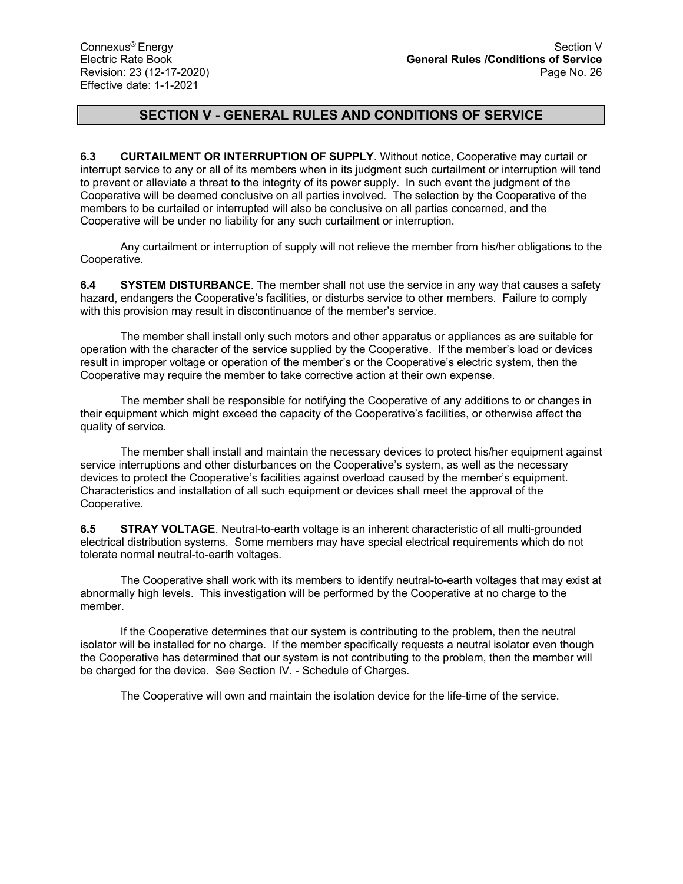## SECTION V - GENERAL RULES AND CONDITIONS OF SERVICE

**6.3 CURTAILMENT OR INTERRUPTION OF SUPPLY**. Without notice, Cooperative may curtail or interrupt service to any or all of its members when in its judgment such curtailment or interruption will tend to prevent or alleviate a threat to the integrity of its power supply. In such event the judgment of the Cooperative will be deemed conclusive on all parties involved. The selection by the Cooperative of the members to be curtailed or interrupted will also be conclusive on all parties concerned, and the Cooperative will be under no liability for any such curtailment or interruption.

Any curtailment or interruption of supply will not relieve the member from his/her obligations to the Cooperative.

**6.4 SYSTEM DISTURBANCE**. The member shall not use the service in any way that causes a safety hazard, endangers the Cooperative's facilities, or disturbs service to other members. Failure to comply with this provision may result in discontinuance of the member's service.

The member shall install only such motors and other apparatus or appliances as are suitable for operation with the character of the service supplied by the Cooperative. If the member's load or devices result in improper voltage or operation of the member's or the Cooperative's electric system, then the Cooperative may require the member to take corrective action at their own expense.

The member shall be responsible for notifying the Cooperative of any additions to or changes in their equipment which might exceed the capacity of the Cooperative's facilities, or otherwise affect the quality of service.

The member shall install and maintain the necessary devices to protect his/her equipment against service interruptions and other disturbances on the Cooperative's system, as well as the necessary devices to protect the Cooperative's facilities against overload caused by the member's equipment. Characteristics and installation of all such equipment or devices shall meet the approval of the Cooperative.

**6.5 STRAY VOLTAGE**. Neutral-to-earth voltage is an inherent characteristic of all multi-grounded electrical distribution systems. Some members may have special electrical requirements which do not tolerate normal neutral-to-earth voltages.

The Cooperative shall work with its members to identify neutral-to-earth voltages that may exist at abnormally high levels. This investigation will be performed by the Cooperative at no charge to the member.

If the Cooperative determines that our system is contributing to the problem, then the neutral isolator will be installed for no charge. If the member specifically requests a neutral isolator even though the Cooperative has determined that our system is not contributing to the problem, then the member will be charged for the device. See Section IV. - Schedule of Charges.

The Cooperative will own and maintain the isolation device for the life-time of the service.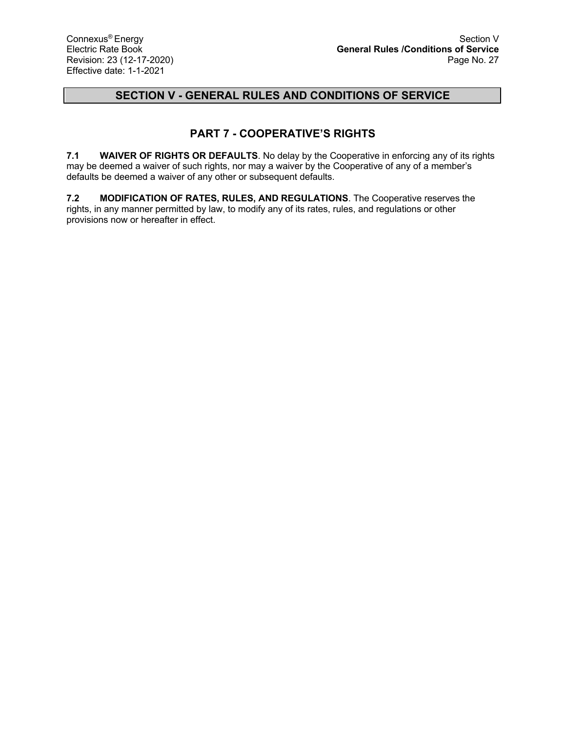# SECTION V - GENERAL RULES AND CONDITIONS OF SERVICE

## PART 7 - COOPERATIVE'S RIGHTS

**7.1 WAIVER OF RIGHTS OR DEFAULTS**. No delay by the Cooperative in enforcing any of its rights may be deemed a waiver of such rights, nor may a waiver by the Cooperative of any of a member's defaults be deemed a waiver of any other or subsequent defaults.

**7.2 MODIFICATION OF RATES, RULES, AND REGULATIONS**. The Cooperative reserves the rights, in any manner permitted by law, to modify any of its rates, rules, and regulations or other provisions now or hereafter in effect.